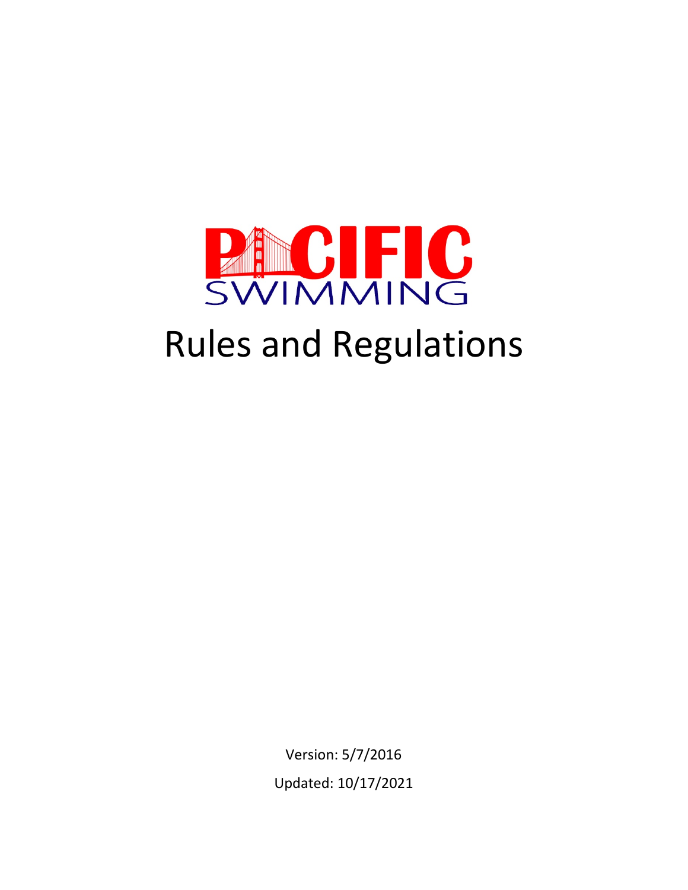PACIFIC SWIMMING

# Rules and Regulations

Version: 5/7/2016

Updated: 10/17/2021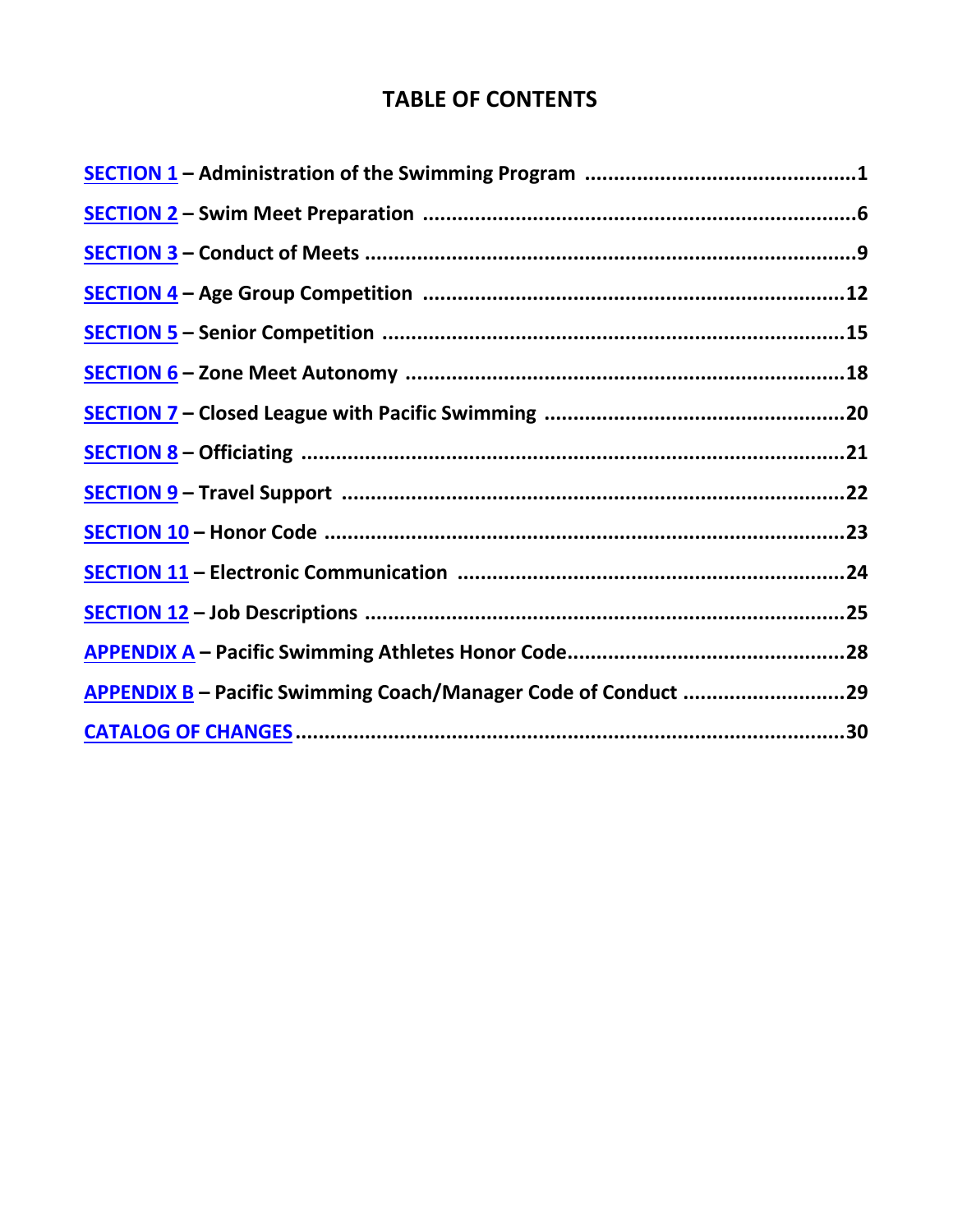# TABLE OF CONTENTS

**SECTION 1 – Administration of the Swimming Program ..............................................1**

**SECTION 2 – Swim Meet Preparation ..........................................................................6**

**SECTION 3 – Conduct of Meets ....................................................................................9**

**SECTION 4 – Age Group Competition .........................................................................12**

**SECTION 5 – Senior Competition ................................................................................15**

**SECTION 6 – Zone Meet Autonomy ............................................................................18**

**SECTION 7 – Closed League with Pacific Swimming ...................................................20**

**SECTION 8 – Officiating ...............................................................................................21**

**SECTION 9 – Travel Support .......................................................................................22**

**SECTION 10 – Honor Code ..........................................................................................23**

**SECTION 11 – Electronic Communication ..................................................................24**

**SECTION 12 – Job Descriptions ..................................................................................25**

**APPENDIX A – Pacific Swimming Athletes Honor Code................................................28**

**APPENDIX B – Pacific Swimming Coach/Manager Code of Conduct ............................29**

**CATALOG OF CHANGES...............................................................................................30**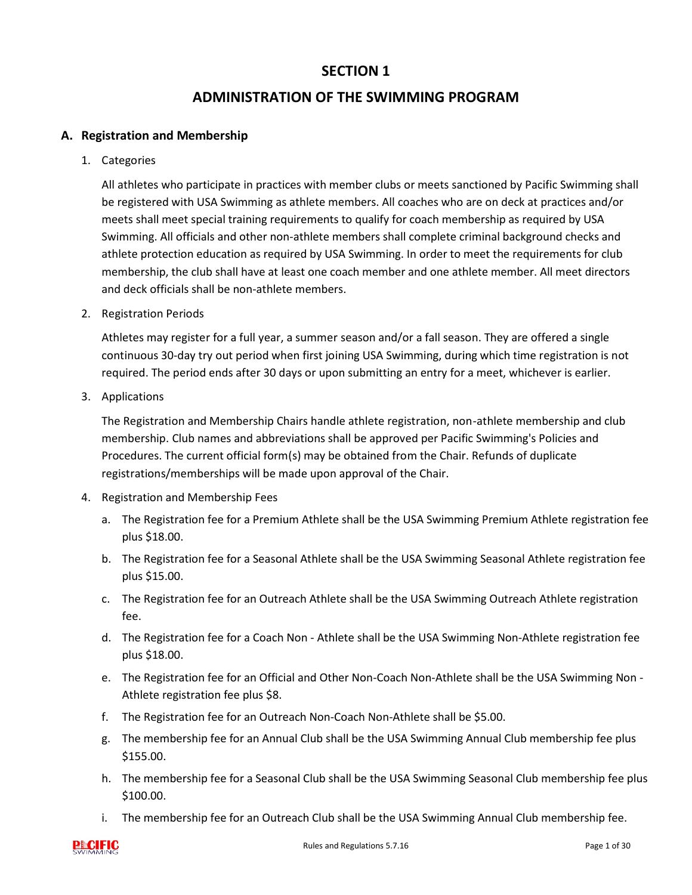# SECTION 1

# ADMINISTRATION OF THE SWIMMING PROGRAM

## A. Registration and Membership

1. Categories

   All athletes who participate in practices with member clubs or meets sanctioned by Pacific Swimming shall be registered with USA Swimming as athlete members. All coaches who are on deck at practices and/or meets shall meet special training requirements to qualify for coach membership as required by USA Swimming. All officials and other non-athlete members shall complete criminal background checks and athlete protection education as required by USA Swimming. In order to meet the requirements for club membership, the club shall have at least one coach member and one athlete member. All meet directors and deck officials shall be non-athlete members.

2. Registration Periods

   Athletes may register for a full year, a summer season and/or a fall season. They are offered a single continuous 30-day try out period when first joining USA Swimming, during which time registration is not required. The period ends after 30 days or upon submitting an entry for a meet, whichever is earlier.

3. Applications

   The Registration and Membership Chairs handle athlete registration, non-athlete membership and club membership. Club names and abbreviations shall be approved per Pacific Swimming's Policies and Procedures. The current official form(s) may be obtained from the Chair. Refunds of duplicate registrations/memberships will be made upon approval of the Chair.

4. Registration and Membership Fees

   a. The Registration fee for a Premium Athlete shall be the USA Swimming Premium Athlete registration fee plus $18.00.

   b. The Registration fee for a Seasonal Athlete shall be the USA Swimming Seasonal Athlete registration fee plus $15.00.

   c. The Registration fee for an Outreach Athlete shall be the USA Swimming Outreach Athlete registration fee.

   d. The Registration fee for a Coach Non - Athlete shall be the USA Swimming Non-Athlete registration fee plus $18.00.

   e. The Registration fee for an Official and Other Non-Coach Non-Athlete shall be the USA Swimming Non - Athlete registration fee plus $8.

   f. The Registration fee for an Outreach Non-Coach Non-Athlete shall be $5.00.

   g. The membership fee for an Annual Club shall be the USA Swimming Annual Club membership fee plus $155.00.

   h. The membership fee for a Seasonal Club shall be the USA Swimming Seasonal Club membership fee plus $100.00.

   i. The membership fee for an Outreach Club shall be the USA Swimming Annual Club membership fee.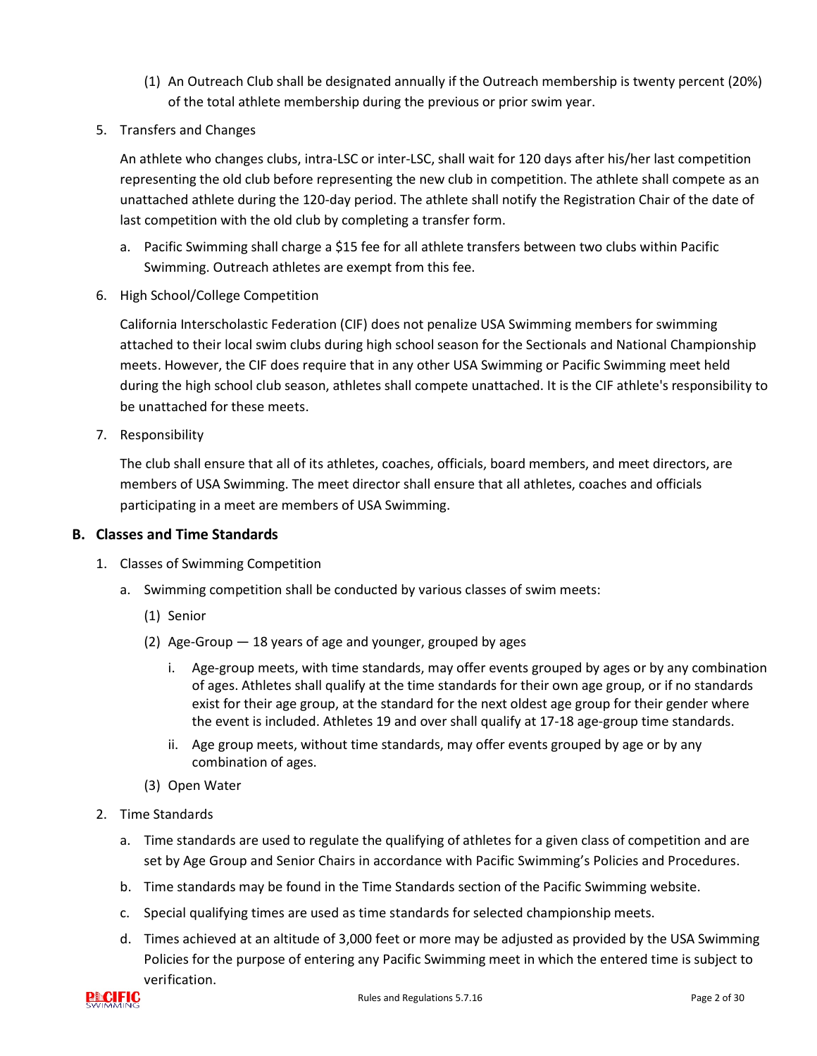(1) An Outreach Club shall be designated annually if the Outreach membership is twenty percent (20%) of the total athlete membership during the previous or prior swim year.

5. Transfers and Changes

   An athlete who changes clubs, intra-LSC or inter-LSC, shall wait for 120 days after his/her last competition representing the old club before representing the new club in competition. The athlete shall compete as an unattached athlete during the 120-day period. The athlete shall notify the Registration Chair of the date of last competition with the old club by completing a transfer form.

   a. Pacific Swimming shall charge a $15 fee for all athlete transfers between two clubs within Pacific Swimming. Outreach athletes are exempt from this fee.

6. High School/College Competition

   California Interscholastic Federation (CIF) does not penalize USA Swimming members for swimming attached to their local swim clubs during high school season for the Sectionals and National Championship meets. However, the CIF does require that in any other USA Swimming or Pacific Swimming meet held during the high school club season, athletes shall compete unattached. It is the CIF athlete's responsibility to be unattached for these meets.

7. Responsibility

   The club shall ensure that all of its athletes, coaches, officials, board members, and meet directors, are members of USA Swimming. The meet director shall ensure that all athletes, coaches and officials participating in a meet are members of USA Swimming.

## B. Classes and Time Standards

1. Classes of Swimming Competition

   a. Swimming competition shall be conducted by various classes of swim meets:

      (1) Senior

      (2) Age-Group — 18 years of age and younger, grouped by ages

         i. Age-group meets, with time standards, may offer events grouped by ages or by any combination of ages. Athletes shall qualify at the time standards for their own age group, or if no standards exist for their age group, at the standard for the next oldest age group for their gender where the event is included. Athletes 19 and over shall qualify at 17-18 age-group time standards.

         ii. Age group meets, without time standards, may offer events grouped by age or by any combination of ages.

      (3) Open Water

2. Time Standards

   a. Time standards are used to regulate the qualifying of athletes for a given class of competition and are set by Age Group and Senior Chairs in accordance with Pacific Swimming's Policies and Procedures.

   b. Time standards may be found in the Time Standards section of the Pacific Swimming website.

   c. Special qualifying times are used as time standards for selected championship meets.

   d. Times achieved at an altitude of 3,000 feet or more may be adjusted as provided by the USA Swimming Policies for the purpose of entering any Pacific Swimming meet in which the entered time is subject to verification.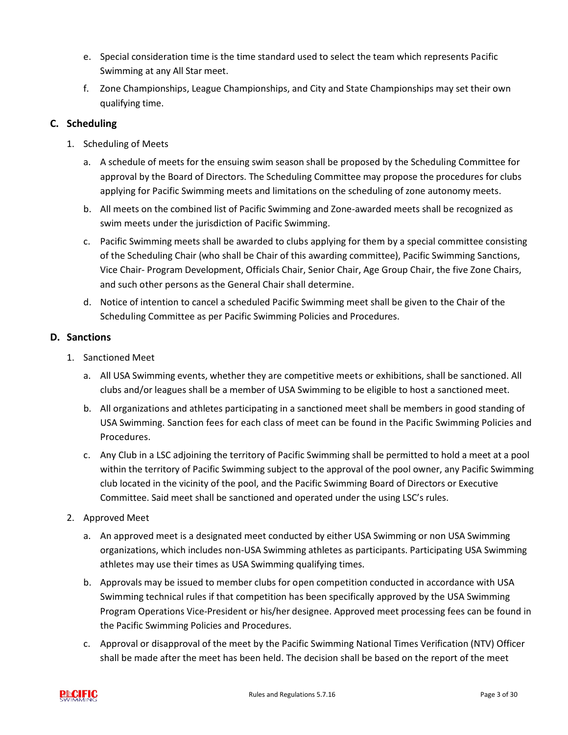e. Special consideration time is the time standard used to select the team which represents Pacific Swimming at any All Star meet.

f. Zone Championships, League Championships, and City and State Championships may set their own qualifying time.

## C. Scheduling

1. Scheduling of Meets

   a. A schedule of meets for the ensuing swim season shall be proposed by the Scheduling Committee for approval by the Board of Directors. The Scheduling Committee may propose the procedures for clubs applying for Pacific Swimming meets and limitations on the scheduling of zone autonomy meets.

   b. All meets on the combined list of Pacific Swimming and Zone-awarded meets shall be recognized as swim meets under the jurisdiction of Pacific Swimming.

   c. Pacific Swimming meets shall be awarded to clubs applying for them by a special committee consisting of the Scheduling Chair (who shall be Chair of this awarding committee), Pacific Swimming Sanctions, Vice Chair- Program Development, Officials Chair, Senior Chair, Age Group Chair, the five Zone Chairs, and such other persons as the General Chair shall determine.

   d. Notice of intention to cancel a scheduled Pacific Swimming meet shall be given to the Chair of the Scheduling Committee as per Pacific Swimming Policies and Procedures.

## D. Sanctions

1. Sanctioned Meet

   a. All USA Swimming events, whether they are competitive meets or exhibitions, shall be sanctioned. All clubs and/or leagues shall be a member of USA Swimming to be eligible to host a sanctioned meet.

   b. All organizations and athletes participating in a sanctioned meet shall be members in good standing of USA Swimming. Sanction fees for each class of meet can be found in the Pacific Swimming Policies and Procedures.

   c. Any Club in a LSC adjoining the territory of Pacific Swimming shall be permitted to hold a meet at a pool within the territory of Pacific Swimming subject to the approval of the pool owner, any Pacific Swimming club located in the vicinity of the pool, and the Pacific Swimming Board of Directors or Executive Committee. Said meet shall be sanctioned and operated under the using LSC's rules.

2. Approved Meet

   a. An approved meet is a designated meet conducted by either USA Swimming or non USA Swimming organizations, which includes non-USA Swimming athletes as participants. Participating USA Swimming athletes may use their times as USA Swimming qualifying times.

   b. Approvals may be issued to member clubs for open competition conducted in accordance with USA Swimming technical rules if that competition has been specifically approved by the USA Swimming Program Operations Vice-President or his/her designee. Approved meet processing fees can be found in the Pacific Swimming Policies and Procedures.

   c. Approval or disapproval of the meet by the Pacific Swimming National Times Verification (NTV) Officer shall be made after the meet has been held. The decision shall be based on the report of the meet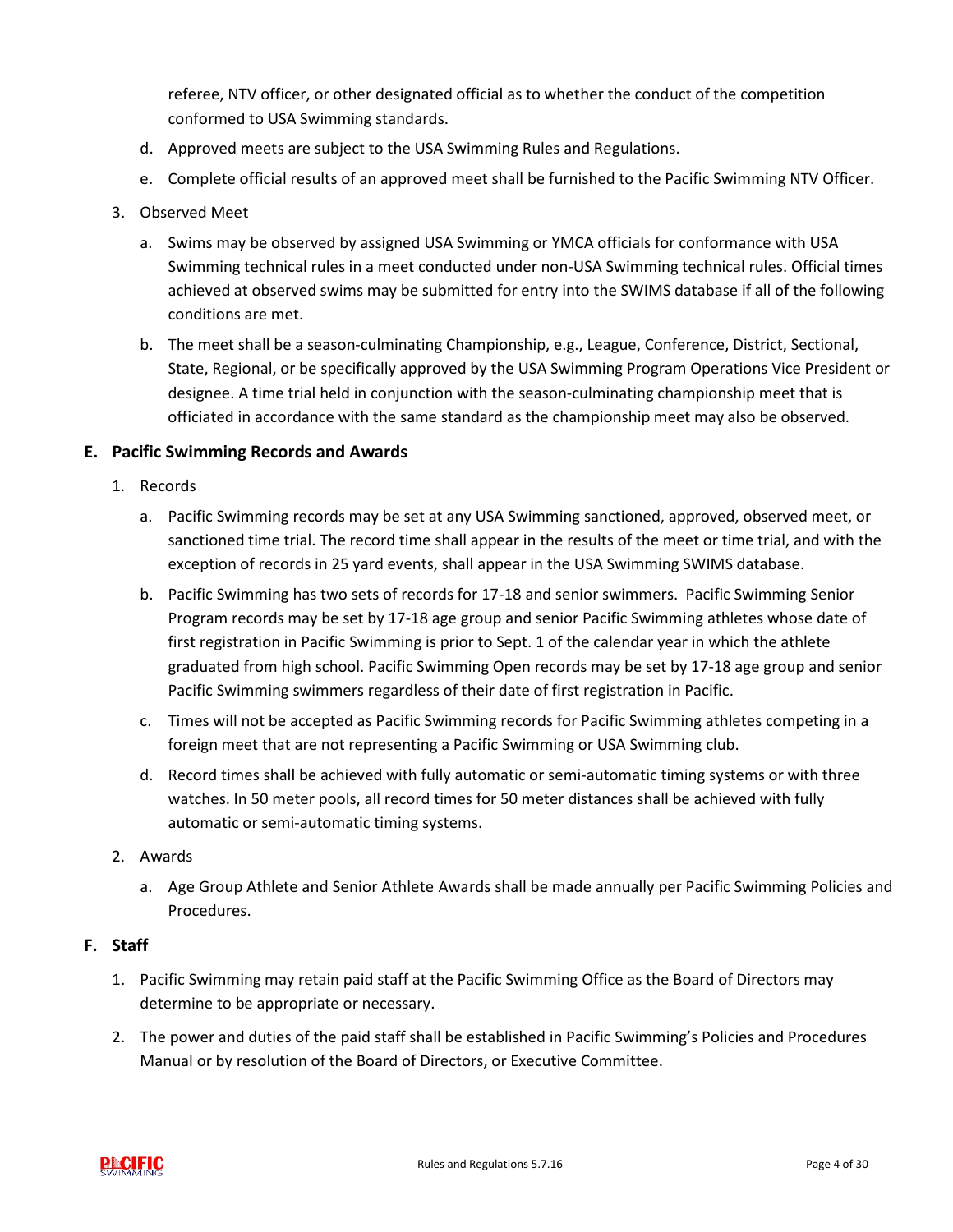referee, NTV officer, or other designated official as to whether the conduct of the competition conformed to USA Swimming standards.

   d. Approved meets are subject to the USA Swimming Rules and Regulations.

   e. Complete official results of an approved meet shall be furnished to the Pacific Swimming NTV Officer.

3. Observed Meet

   a. Swims may be observed by assigned USA Swimming or YMCA officials for conformance with USA Swimming technical rules in a meet conducted under non-USA Swimming technical rules. Official times achieved at observed swims may be submitted for entry into the SWIMS database if all of the following conditions are met.

   b. The meet shall be a season-culminating Championship, e.g., League, Conference, District, Sectional, State, Regional, or be specifically approved by the USA Swimming Program Operations Vice President or designee. A time trial held in conjunction with the season-culminating championship meet that is officiated in accordance with the same standard as the championship meet may also be observed.

## E. Pacific Swimming Records and Awards

1. Records

   a. Pacific Swimming records may be set at any USA Swimming sanctioned, approved, observed meet, or sanctioned time trial. The record time shall appear in the results of the meet or time trial, and with the exception of records in 25 yard events, shall appear in the USA Swimming SWIMS database.

   b. Pacific Swimming has two sets of records for 17-18 and senior swimmers. Pacific Swimming Senior Program records may be set by 17-18 age group and senior Pacific Swimming athletes whose date of first registration in Pacific Swimming is prior to Sept. 1 of the calendar year in which the athlete graduated from high school. Pacific Swimming Open records may be set by 17-18 age group and senior Pacific Swimming swimmers regardless of their date of first registration in Pacific.

   c. Times will not be accepted as Pacific Swimming records for Pacific Swimming athletes competing in a foreign meet that are not representing a Pacific Swimming or USA Swimming club.

   d. Record times shall be achieved with fully automatic or semi-automatic timing systems or with three watches. In 50 meter pools, all record times for 50 meter distances shall be achieved with fully automatic or semi-automatic timing systems.

2. Awards

   a. Age Group Athlete and Senior Athlete Awards shall be made annually per Pacific Swimming Policies and Procedures.

## F. Staff

1. Pacific Swimming may retain paid staff at the Pacific Swimming Office as the Board of Directors may determine to be appropriate or necessary.

2. The power and duties of the paid staff shall be established in Pacific Swimming's Policies and Procedures Manual or by resolution of the Board of Directors, or Executive Committee.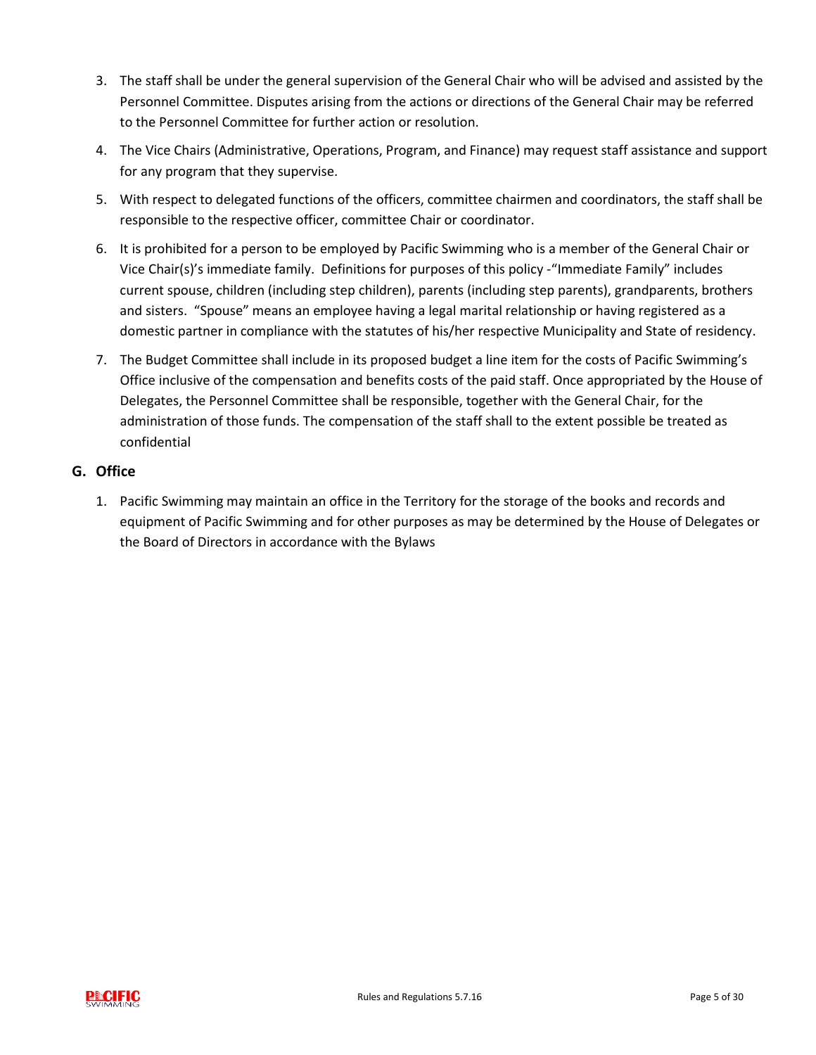3. The staff shall be under the general supervision of the General Chair who will be advised and assisted by the Personnel Committee. Disputes arising from the actions or directions of the General Chair may be referred to the Personnel Committee for further action or resolution.
4. The Vice Chairs (Administrative, Operations, Program, and Finance) may request staff assistance and support for any program that they supervise.
5. With respect to delegated functions of the officers, committee chairmen and coordinators, the staff shall be responsible to the respective officer, committee Chair or coordinator.
6. It is prohibited for a person to be employed by Pacific Swimming who is a member of the General Chair or Vice Chair(s)'s immediate family. Definitions for purposes of this policy -"Immediate Family" includes current spouse, children (including step children), parents (including step parents), grandparents, brothers and sisters. "Spouse" means an employee having a legal marital relationship or having registered as a domestic partner in compliance with the statutes of his/her respective Municipality and State of residency.
7. The Budget Committee shall include in its proposed budget a line item for the costs of Pacific Swimming's Office inclusive of the compensation and benefits costs of the paid staff. Once appropriated by the House of Delegates, the Personnel Committee shall be responsible, together with the General Chair, for the administration of those funds. The compensation of the staff shall to the extent possible be treated as confidential

## G. Office

1. Pacific Swimming may maintain an office in the Territory for the storage of the books and records and equipment of Pacific Swimming and for other purposes as may be determined by the House of Delegates or the Board of Directors in accordance with the Bylaws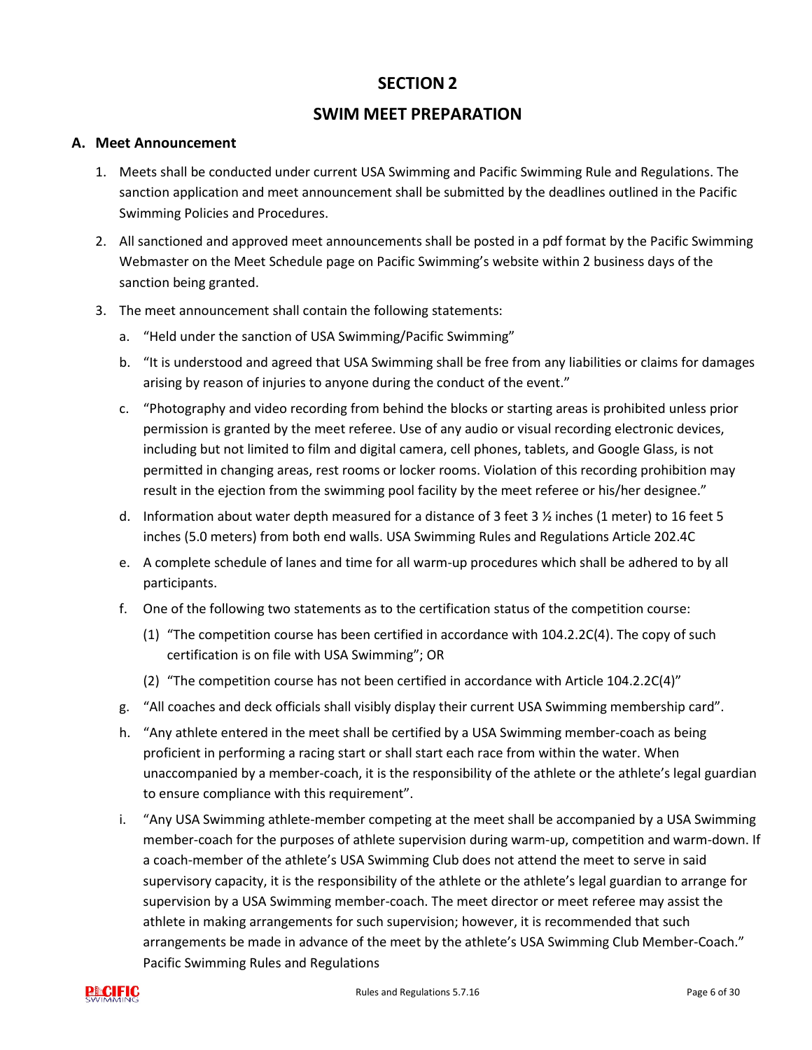# SECTION 2

# SWIM MEET PREPARATION

## A. Meet Announcement

1. Meets shall be conducted under current USA Swimming and Pacific Swimming Rule and Regulations. The sanction application and meet announcement shall be submitted by the deadlines outlined in the Pacific Swimming Policies and Procedures.

2. All sanctioned and approved meet announcements shall be posted in a pdf format by the Pacific Swimming Webmaster on the Meet Schedule page on Pacific Swimming's website within 2 business days of the sanction being granted.

3. The meet announcement shall contain the following statements:

   a. "Held under the sanction of USA Swimming/Pacific Swimming"

   b. "It is understood and agreed that USA Swimming shall be free from any liabilities or claims for damages arising by reason of injuries to anyone during the conduct of the event."

   c. "Photography and video recording from behind the blocks or starting areas is prohibited unless prior permission is granted by the meet referee. Use of any audio or visual recording electronic devices, including but not limited to film and digital camera, cell phones, tablets, and Google Glass, is not permitted in changing areas, rest rooms or locker rooms. Violation of this recording prohibition may result in the ejection from the swimming pool facility by the meet referee or his/her designee."

   d. Information about water depth measured for a distance of 3 feet 3 ½ inches (1 meter) to 16 feet 5 inches (5.0 meters) from both end walls. USA Swimming Rules and Regulations Article 202.4C

   e. A complete schedule of lanes and time for all warm-up procedures which shall be adhered to by all participants.

   f. One of the following two statements as to the certification status of the competition course:

      (1) "The competition course has been certified in accordance with 104.2.2C(4). The copy of such certification is on file with USA Swimming"; OR

      (2) "The competition course has not been certified in accordance with Article 104.2.2C(4)"

   g. "All coaches and deck officials shall visibly display their current USA Swimming membership card".

   h. "Any athlete entered in the meet shall be certified by a USA Swimming member-coach as being proficient in performing a racing start or shall start each race from within the water. When unaccompanied by a member-coach, it is the responsibility of the athlete or the athlete's legal guardian to ensure compliance with this requirement".

   i. "Any USA Swimming athlete-member competing at the meet shall be accompanied by a USA Swimming member-coach for the purposes of athlete supervision during warm-up, competition and warm-down. If a coach-member of the athlete's USA Swimming Club does not attend the meet to serve in said supervisory capacity, it is the responsibility of the athlete or the athlete's legal guardian to arrange for supervision by a USA Swimming member-coach. The meet director or meet referee may assist the athlete in making arrangements for such supervision; however, it is recommended that such arrangements be made in advance of the meet by the athlete's USA Swimming Club Member-Coach." Pacific Swimming Rules and Regulations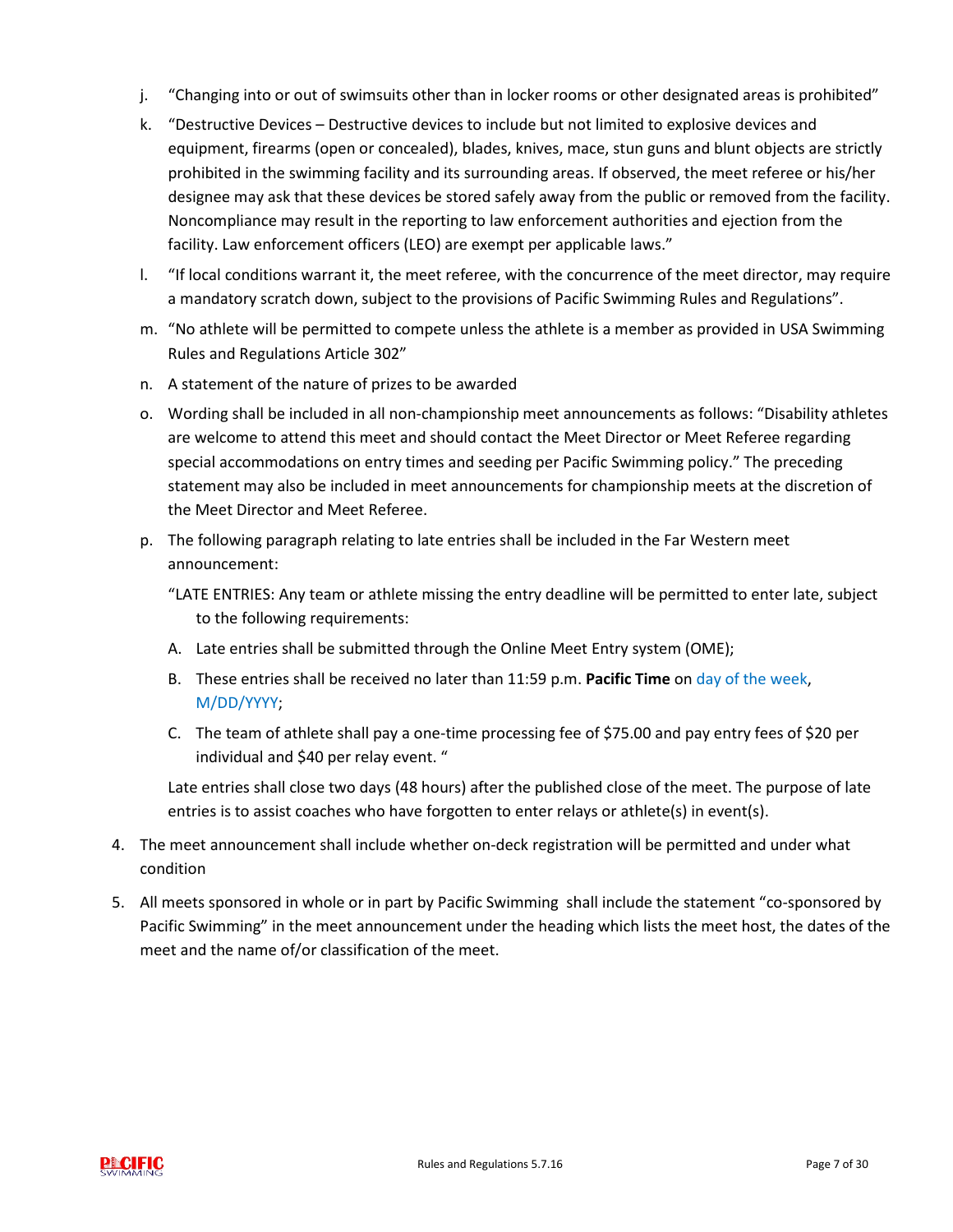j. "Changing into or out of swimsuits other than in locker rooms or other designated areas is prohibited"

k. "Destructive Devices – Destructive devices to include but not limited to explosive devices and equipment, firearms (open or concealed), blades, knives, mace, stun guns and blunt objects are strictly prohibited in the swimming facility and its surrounding areas. If observed, the meet referee or his/her designee may ask that these devices be stored safely away from the public or removed from the facility. Noncompliance may result in the reporting to law enforcement authorities and ejection from the facility. Law enforcement officers (LEO) are exempt per applicable laws."

l. "If local conditions warrant it, the meet referee, with the concurrence of the meet director, may require a mandatory scratch down, subject to the provisions of Pacific Swimming Rules and Regulations".

m. "No athlete will be permitted to compete unless the athlete is a member as provided in USA Swimming Rules and Regulations Article 302"

n. A statement of the nature of prizes to be awarded

o. Wording shall be included in all non-championship meet announcements as follows: "Disability athletes are welcome to attend this meet and should contact the Meet Director or Meet Referee regarding special accommodations on entry times and seeding per Pacific Swimming policy." The preceding statement may also be included in meet announcements for championship meets at the discretion of the Meet Director and Meet Referee.

p. The following paragraph relating to late entries shall be included in the Far Western meet announcement:

   "LATE ENTRIES: Any team or athlete missing the entry deadline will be permitted to enter late, subject to the following requirements:

   A. Late entries shall be submitted through the Online Meet Entry system (OME);

   B. These entries shall be received no later than 11:59 p.m. **Pacific Time** on day of the week, M/DD/YYYY;

   C. The team of athlete shall pay a one-time processing fee of $75.00 and pay entry fees of $20 per individual and $40 per relay event. "

   Late entries shall close two days (48 hours) after the published close of the meet. The purpose of late entries is to assist coaches who have forgotten to enter relays or athlete(s) in event(s).

4. The meet announcement shall include whether on-deck registration will be permitted and under what condition

5. All meets sponsored in whole or in part by Pacific Swimming shall include the statement "co-sponsored by Pacific Swimming" in the meet announcement under the heading which lists the meet host, the dates of the meet and the name of/or classification of the meet.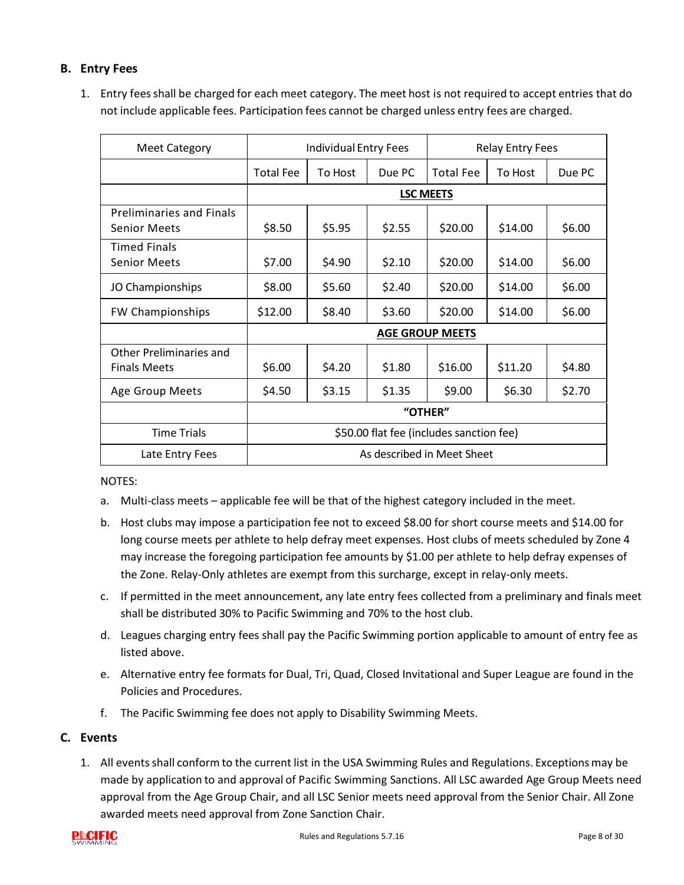## B. Entry Fees

1. Entry fees shall be charged for each meet category. The meet host is not required to accept entries that do not include applicable fees. Participation fees cannot be charged unless entry fees are charged.

| Meet Category | Individual Entry Fees | | | Relay Entry Fees | | |
|---|---|---|---|---|---|---|
| | Total Fee | To Host | Due PC | Total Fee | To Host | Due PC |
| | **LSC MEETS** | | | | | |
| Preliminaries and Finals Senior Meets | $8.50 | $5.95 | $2.55 | $20.00 | $14.00 | $6.00 |
| Timed Finals Senior Meets | $7.00 | $4.90 | $2.10 | $20.00 | $14.00 | $6.00 |
| JO Championships | $8.00 | $5.60 | $2.40 | $20.00 | $14.00 | $6.00 |
| FW Championships | $12.00 | $8.40 | $3.60 | $20.00 | $14.00 | $6.00 |
| | **AGE GROUP MEETS** | | | | | |
| Other Preliminaries and Finals Meets | $6.00 | $4.20 | $1.80 | $16.00 | $11.20 | $4.80 |
| Age Group Meets | $4.50 | $3.15 | $1.35 | $9.00 | $6.30 | $2.70 |
| | **"OTHER"** | | | | | |
| Time Trials | $50.00 flat fee (includes sanction fee) | | | | | |
| Late Entry Fees | As described in Meet Sheet | | | | | |

NOTES:

a. Multi-class meets – applicable fee will be that of the highest category included in the meet.

b. Host clubs may impose a participation fee not to exceed $8.00 for short course meets and $14.00 for long course meets per athlete to help defray meet expenses. Host clubs of meets scheduled by Zone 4 may increase the foregoing participation fee amounts by $1.00 per athlete to help defray expenses of the Zone. Relay-Only athletes are exempt from this surcharge, except in relay-only meets.

c. If permitted in the meet announcement, any late entry fees collected from a preliminary and finals meet shall be distributed 30% to Pacific Swimming and 70% to the host club.

d. Leagues charging entry fees shall pay the Pacific Swimming portion applicable to amount of entry fee as listed above.

e. Alternative entry fee formats for Dual, Tri, Quad, Closed Invitational and Super League are found in the Policies and Procedures.

f. The Pacific Swimming fee does not apply to Disability Swimming Meets.

## C. Events

1. All events shall conform to the current list in the USA Swimming Rules and Regulations. Exceptions may be made by application to and approval of Pacific Swimming Sanctions. All LSC awarded Age Group Meets need approval from the Age Group Chair, and all LSC Senior meets need approval from the Senior Chair. All Zone awarded meets need approval from Zone Sanction Chair.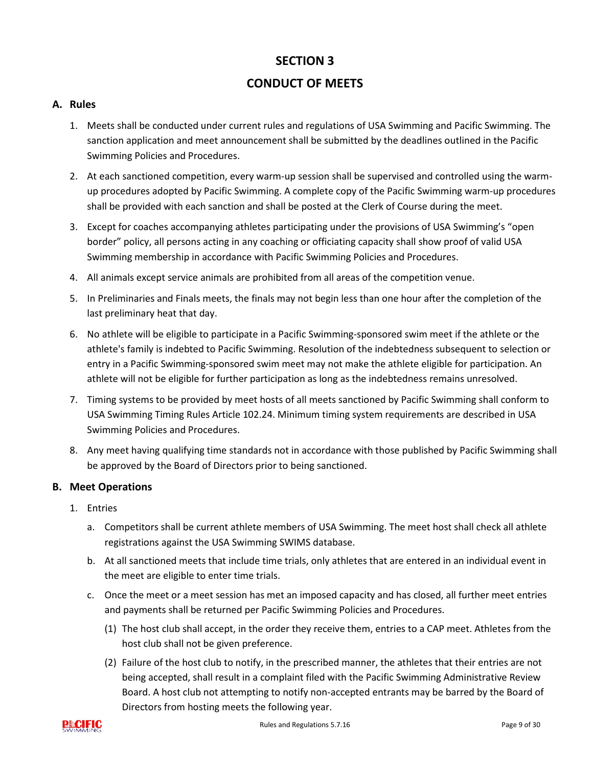# SECTION 3

# CONDUCT OF MEETS

## A. Rules

1. Meets shall be conducted under current rules and regulations of USA Swimming and Pacific Swimming. The sanction application and meet announcement shall be submitted by the deadlines outlined in the Pacific Swimming Policies and Procedures.

2. At each sanctioned competition, every warm-up session shall be supervised and controlled using the warm-up procedures adopted by Pacific Swimming. A complete copy of the Pacific Swimming warm-up procedures shall be provided with each sanction and shall be posted at the Clerk of Course during the meet.

3. Except for coaches accompanying athletes participating under the provisions of USA Swimming's "open border" policy, all persons acting in any coaching or officiating capacity shall show proof of valid USA Swimming membership in accordance with Pacific Swimming Policies and Procedures.

4. All animals except service animals are prohibited from all areas of the competition venue.

5. In Preliminaries and Finals meets, the finals may not begin less than one hour after the completion of the last preliminary heat that day.

6. No athlete will be eligible to participate in a Pacific Swimming-sponsored swim meet if the athlete or the athlete's family is indebted to Pacific Swimming. Resolution of the indebtedness subsequent to selection or entry in a Pacific Swimming-sponsored swim meet may not make the athlete eligible for participation. An athlete will not be eligible for further participation as long as the indebtedness remains unresolved.

7. Timing systems to be provided by meet hosts of all meets sanctioned by Pacific Swimming shall conform to USA Swimming Timing Rules Article 102.24. Minimum timing system requirements are described in USA Swimming Policies and Procedures.

8. Any meet having qualifying time standards not in accordance with those published by Pacific Swimming shall be approved by the Board of Directors prior to being sanctioned.

## B. Meet Operations

1. Entries

   a. Competitors shall be current athlete members of USA Swimming. The meet host shall check all athlete registrations against the USA Swimming SWIMS database.

   b. At all sanctioned meets that include time trials, only athletes that are entered in an individual event in the meet are eligible to enter time trials.

   c. Once the meet or a meet session has met an imposed capacity and has closed, all further meet entries and payments shall be returned per Pacific Swimming Policies and Procedures.

      (1) The host club shall accept, in the order they receive them, entries to a CAP meet. Athletes from the host club shall not be given preference.

      (2) Failure of the host club to notify, in the prescribed manner, the athletes that their entries are not being accepted, shall result in a complaint filed with the Pacific Swimming Administrative Review Board. A host club not attempting to notify non-accepted entrants may be barred by the Board of Directors from hosting meets the following year.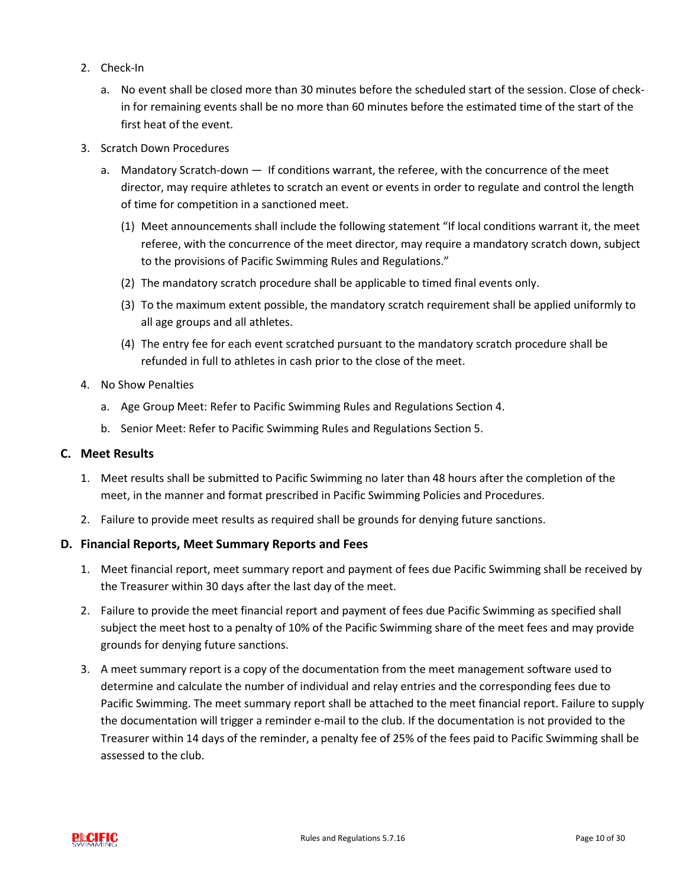2. Check-In

   a. No event shall be closed more than 30 minutes before the scheduled start of the session. Close of check-in for remaining events shall be no more than 60 minutes before the estimated time of the start of the first heat of the event.

3. Scratch Down Procedures

   a. Mandatory Scratch-down — If conditions warrant, the referee, with the concurrence of the meet director, may require athletes to scratch an event or events in order to regulate and control the length of time for competition in a sanctioned meet.

      (1) Meet announcements shall include the following statement "If local conditions warrant it, the meet referee, with the concurrence of the meet director, may require a mandatory scratch down, subject to the provisions of Pacific Swimming Rules and Regulations."

      (2) The mandatory scratch procedure shall be applicable to timed final events only.

      (3) To the maximum extent possible, the mandatory scratch requirement shall be applied uniformly to all age groups and all athletes.

      (4) The entry fee for each event scratched pursuant to the mandatory scratch procedure shall be refunded in full to athletes in cash prior to the close of the meet.

4. No Show Penalties

   a. Age Group Meet: Refer to Pacific Swimming Rules and Regulations Section 4.

   b. Senior Meet: Refer to Pacific Swimming Rules and Regulations Section 5.

### C. Meet Results

1. Meet results shall be submitted to Pacific Swimming no later than 48 hours after the completion of the meet, in the manner and format prescribed in Pacific Swimming Policies and Procedures.

2. Failure to provide meet results as required shall be grounds for denying future sanctions.

### D. Financial Reports, Meet Summary Reports and Fees

1. Meet financial report, meet summary report and payment of fees due Pacific Swimming shall be received by the Treasurer within 30 days after the last day of the meet.

2. Failure to provide the meet financial report and payment of fees due Pacific Swimming as specified shall subject the meet host to a penalty of 10% of the Pacific Swimming share of the meet fees and may provide grounds for denying future sanctions.

3. A meet summary report is a copy of the documentation from the meet management software used to determine and calculate the number of individual and relay entries and the corresponding fees due to Pacific Swimming. The meet summary report shall be attached to the meet financial report. Failure to supply the documentation will trigger a reminder e-mail to the club. If the documentation is not provided to the Treasurer within 14 days of the reminder, a penalty fee of 25% of the fees paid to Pacific Swimming shall be assessed to the club.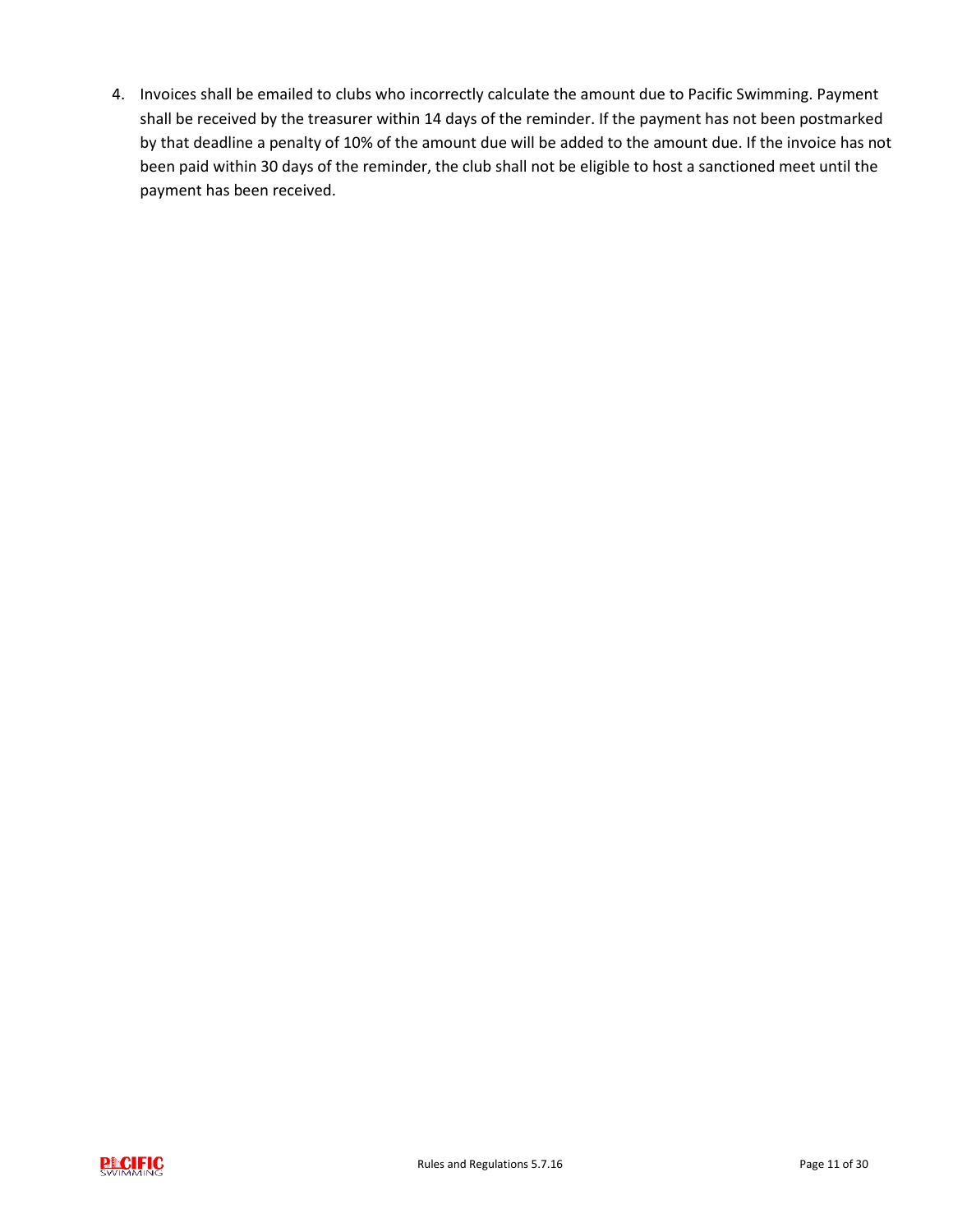4. Invoices shall be emailed to clubs who incorrectly calculate the amount due to Pacific Swimming. Payment shall be received by the treasurer within 14 days of the reminder. If the payment has not been postmarked by that deadline a penalty of 10% of the amount due will be added to the amount due. If the invoice has not been paid within 30 days of the reminder, the club shall not be eligible to host a sanctioned meet until the payment has been received.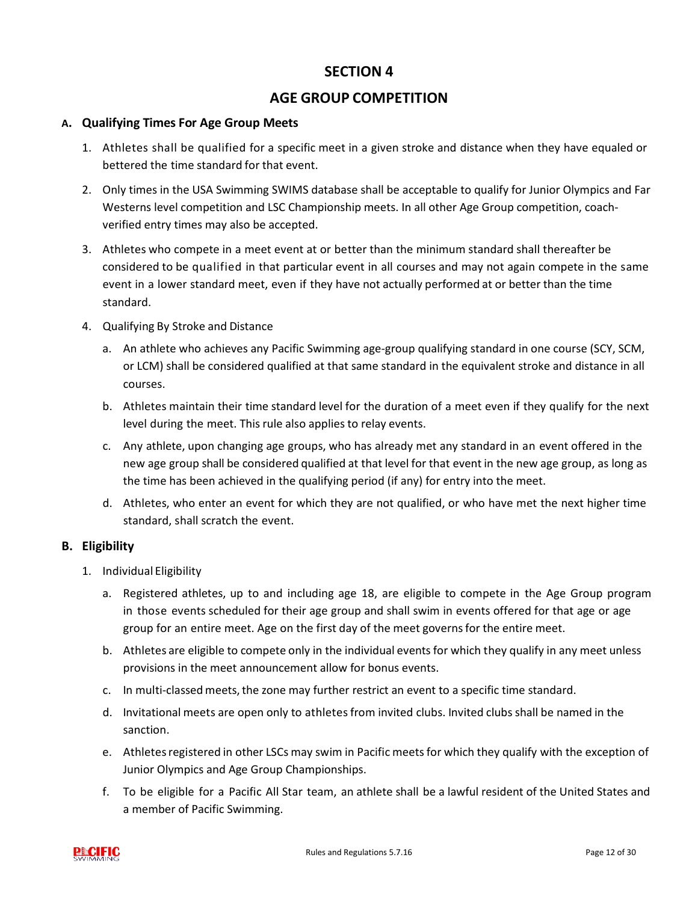# SECTION 4

# AGE GROUP COMPETITION

## A. Qualifying Times For Age Group Meets

1. Athletes shall be qualified for a specific meet in a given stroke and distance when they have equaled or bettered the time standard for that event.
2. Only times in the USA Swimming SWIMS database shall be acceptable to qualify for Junior Olympics and Far Westerns level competition and LSC Championship meets. In all other Age Group competition, coach-verified entry times may also be accepted.
3. Athletes who compete in a meet event at or better than the minimum standard shall thereafter be considered to be qualified in that particular event in all courses and may not again compete in the same event in a lower standard meet, even if they have not actually performed at or better than the time standard.
4. Qualifying By Stroke and Distance
   a. An athlete who achieves any Pacific Swimming age-group qualifying standard in one course (SCY, SCM, or LCM) shall be considered qualified at that same standard in the equivalent stroke and distance in all courses.
   b. Athletes maintain their time standard level for the duration of a meet even if they qualify for the next level during the meet. This rule also applies to relay events.
   c. Any athlete, upon changing age groups, who has already met any standard in an event offered in the new age group shall be considered qualified at that level for that event in the new age group, as long as the time has been achieved in the qualifying period (if any) for entry into the meet.
   d. Athletes, who enter an event for which they are not qualified, or who have met the next higher time standard, shall scratch the event.

## B. Eligibility

1. Individual Eligibility
   a. Registered athletes, up to and including age 18, are eligible to compete in the Age Group program in those events scheduled for their age group and shall swim in events offered for that age or age group for an entire meet. Age on the first day of the meet governs for the entire meet.
   b. Athletes are eligible to compete only in the individual events for which they qualify in any meet unless provisions in the meet announcement allow for bonus events.
   c. In multi-classed meets, the zone may further restrict an event to a specific time standard.
   d. Invitational meets are open only to athletes from invited clubs. Invited clubs shall be named in the sanction.
   e. Athletes registered in other LSCs may swim in Pacific meets for which they qualify with the exception of Junior Olympics and Age Group Championships.
   f. To be eligible for a Pacific All Star team, an athlete shall be a lawful resident of the United States and a member of Pacific Swimming.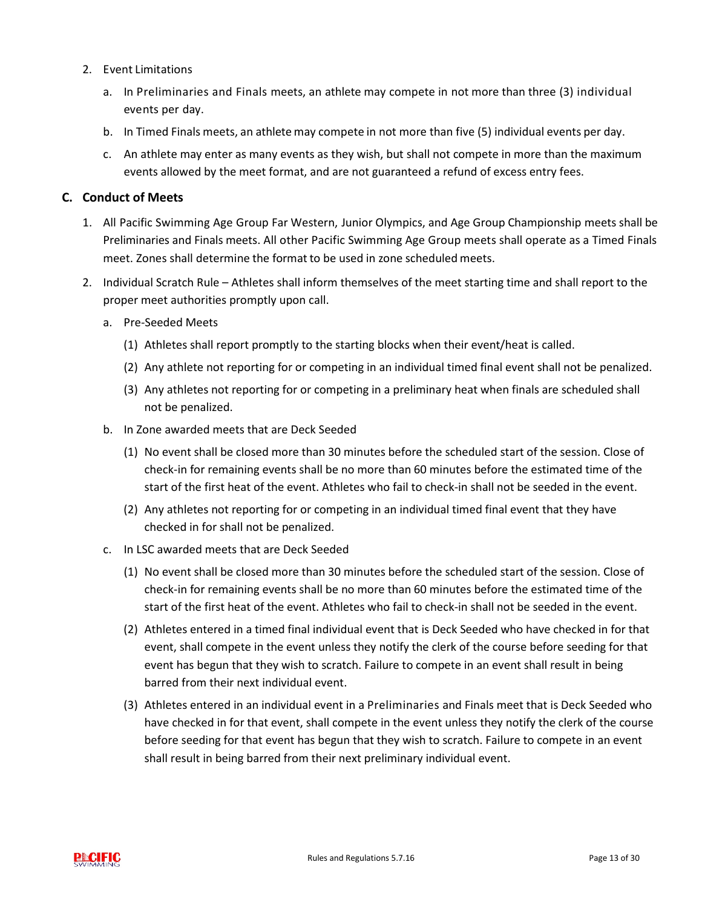2. Event Limitations

   a. In Preliminaries and Finals meets, an athlete may compete in not more than three (3) individual events per day.

   b. In Timed Finals meets, an athlete may compete in not more than five (5) individual events per day.

   c. An athlete may enter as many events as they wish, but shall not compete in more than the maximum events allowed by the meet format, and are not guaranteed a refund of excess entry fees.

## C. Conduct of Meets

1. All Pacific Swimming Age Group Far Western, Junior Olympics, and Age Group Championship meets shall be Preliminaries and Finals meets. All other Pacific Swimming Age Group meets shall operate as a Timed Finals meet. Zones shall determine the format to be used in zone scheduled meets.

2. Individual Scratch Rule – Athletes shall inform themselves of the meet starting time and shall report to the proper meet authorities promptly upon call.

   a. Pre-Seeded Meets

      (1) Athletes shall report promptly to the starting blocks when their event/heat is called.

      (2) Any athlete not reporting for or competing in an individual timed final event shall not be penalized.

      (3) Any athletes not reporting for or competing in a preliminary heat when finals are scheduled shall not be penalized.

   b. In Zone awarded meets that are Deck Seeded

      (1) No event shall be closed more than 30 minutes before the scheduled start of the session. Close of check-in for remaining events shall be no more than 60 minutes before the estimated time of the start of the first heat of the event. Athletes who fail to check-in shall not be seeded in the event.

      (2) Any athletes not reporting for or competing in an individual timed final event that they have checked in for shall not be penalized.

   c. In LSC awarded meets that are Deck Seeded

      (1) No event shall be closed more than 30 minutes before the scheduled start of the session. Close of check-in for remaining events shall be no more than 60 minutes before the estimated time of the start of the first heat of the event. Athletes who fail to check-in shall not be seeded in the event.

      (2) Athletes entered in a timed final individual event that is Deck Seeded who have checked in for that event, shall compete in the event unless they notify the clerk of the course before seeding for that event has begun that they wish to scratch. Failure to compete in an event shall result in being barred from their next individual event.

      (3) Athletes entered in an individual event in a Preliminaries and Finals meet that is Deck Seeded who have checked in for that event, shall compete in the event unless they notify the clerk of the course before seeding for that event has begun that they wish to scratch. Failure to compete in an event shall result in being barred from their next preliminary individual event.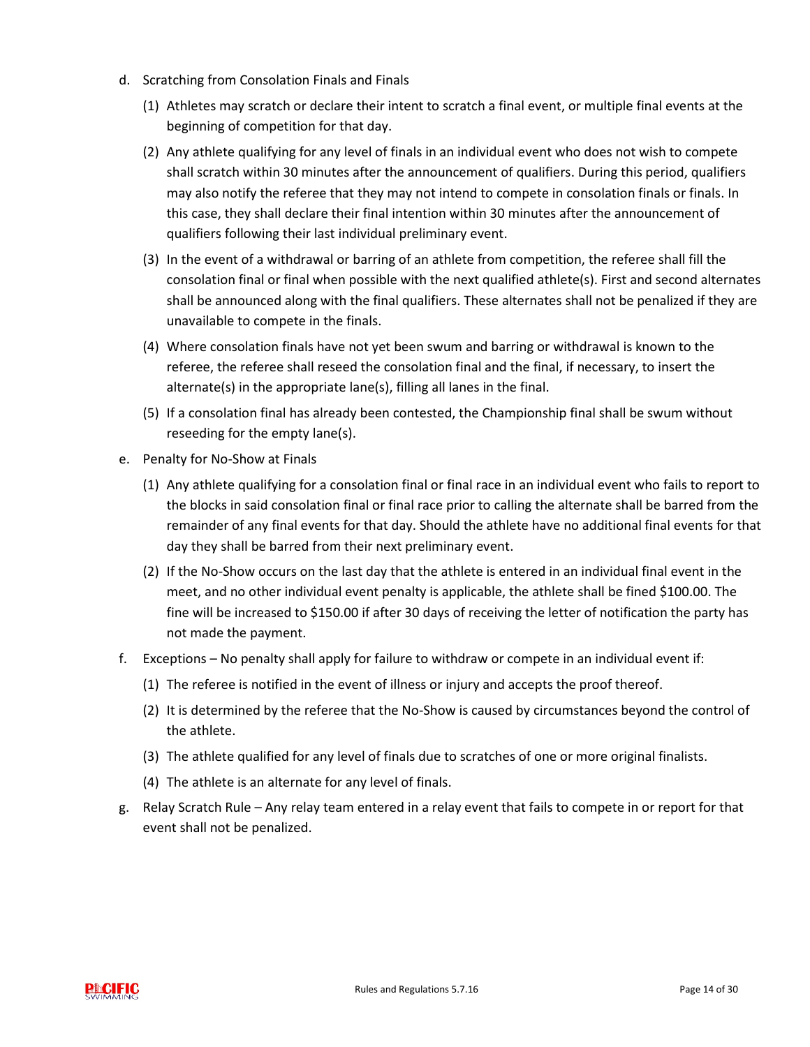d. Scratching from Consolation Finals and Finals

   (1) Athletes may scratch or declare their intent to scratch a final event, or multiple final events at the beginning of competition for that day.

   (2) Any athlete qualifying for any level of finals in an individual event who does not wish to compete shall scratch within 30 minutes after the announcement of qualifiers. During this period, qualifiers may also notify the referee that they may not intend to compete in consolation finals or finals. In this case, they shall declare their final intention within 30 minutes after the announcement of qualifiers following their last individual preliminary event.

   (3) In the event of a withdrawal or barring of an athlete from competition, the referee shall fill the consolation final or final when possible with the next qualified athlete(s). First and second alternates shall be announced along with the final qualifiers. These alternates shall not be penalized if they are unavailable to compete in the finals.

   (4) Where consolation finals have not yet been swum and barring or withdrawal is known to the referee, the referee shall reseed the consolation final and the final, if necessary, to insert the alternate(s) in the appropriate lane(s), filling all lanes in the final.

   (5) If a consolation final has already been contested, the Championship final shall be swum without reseeding for the empty lane(s).

e. Penalty for No-Show at Finals

   (1) Any athlete qualifying for a consolation final or final race in an individual event who fails to report to the blocks in said consolation final or final race prior to calling the alternate shall be barred from the remainder of any final events for that day. Should the athlete have no additional final events for that day they shall be barred from their next preliminary event.

   (2) If the No-Show occurs on the last day that the athlete is entered in an individual final event in the meet, and no other individual event penalty is applicable, the athlete shall be fined $100.00. The fine will be increased to $150.00 if after 30 days of receiving the letter of notification the party has not made the payment.

f. Exceptions – No penalty shall apply for failure to withdraw or compete in an individual event if:

   (1) The referee is notified in the event of illness or injury and accepts the proof thereof.

   (2) It is determined by the referee that the No-Show is caused by circumstances beyond the control of the athlete.

   (3) The athlete qualified for any level of finals due to scratches of one or more original finalists.

   (4) The athlete is an alternate for any level of finals.

g. Relay Scratch Rule – Any relay team entered in a relay event that fails to compete in or report for that event shall not be penalized.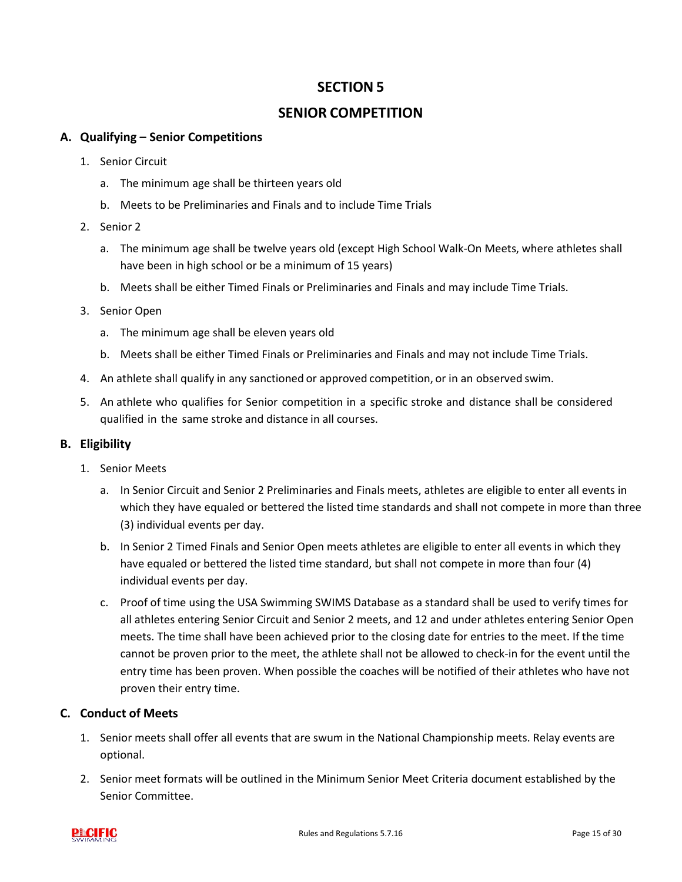# SECTION 5

# SENIOR COMPETITION

## A. Qualifying – Senior Competitions

1. Senior Circuit
   a. The minimum age shall be thirteen years old
   b. Meets to be Preliminaries and Finals and to include Time Trials
2. Senior 2
   a. The minimum age shall be twelve years old (except High School Walk-On Meets, where athletes shall have been in high school or be a minimum of 15 years)
   b. Meets shall be either Timed Finals or Preliminaries and Finals and may include Time Trials.
3. Senior Open
   a. The minimum age shall be eleven years old
   b. Meets shall be either Timed Finals or Preliminaries and Finals and may not include Time Trials.
4. An athlete shall qualify in any sanctioned or approved competition, or in an observed swim.
5. An athlete who qualifies for Senior competition in a specific stroke and distance shall be considered qualified in the same stroke and distance in all courses.

## B. Eligibility

1. Senior Meets
   a. In Senior Circuit and Senior 2 Preliminaries and Finals meets, athletes are eligible to enter all events in which they have equaled or bettered the listed time standards and shall not compete in more than three (3) individual events per day.
   b. In Senior 2 Timed Finals and Senior Open meets athletes are eligible to enter all events in which they have equaled or bettered the listed time standard, but shall not compete in more than four (4) individual events per day.
   c. Proof of time using the USA Swimming SWIMS Database as a standard shall be used to verify times for all athletes entering Senior Circuit and Senior 2 meets, and 12 and under athletes entering Senior Open meets. The time shall have been achieved prior to the closing date for entries to the meet. If the time cannot be proven prior to the meet, the athlete shall not be allowed to check-in for the event until the entry time has been proven. When possible the coaches will be notified of their athletes who have not proven their entry time.

## C. Conduct of Meets

1. Senior meets shall offer all events that are swum in the National Championship meets. Relay events are optional.
2. Senior meet formats will be outlined in the Minimum Senior Meet Criteria document established by the Senior Committee.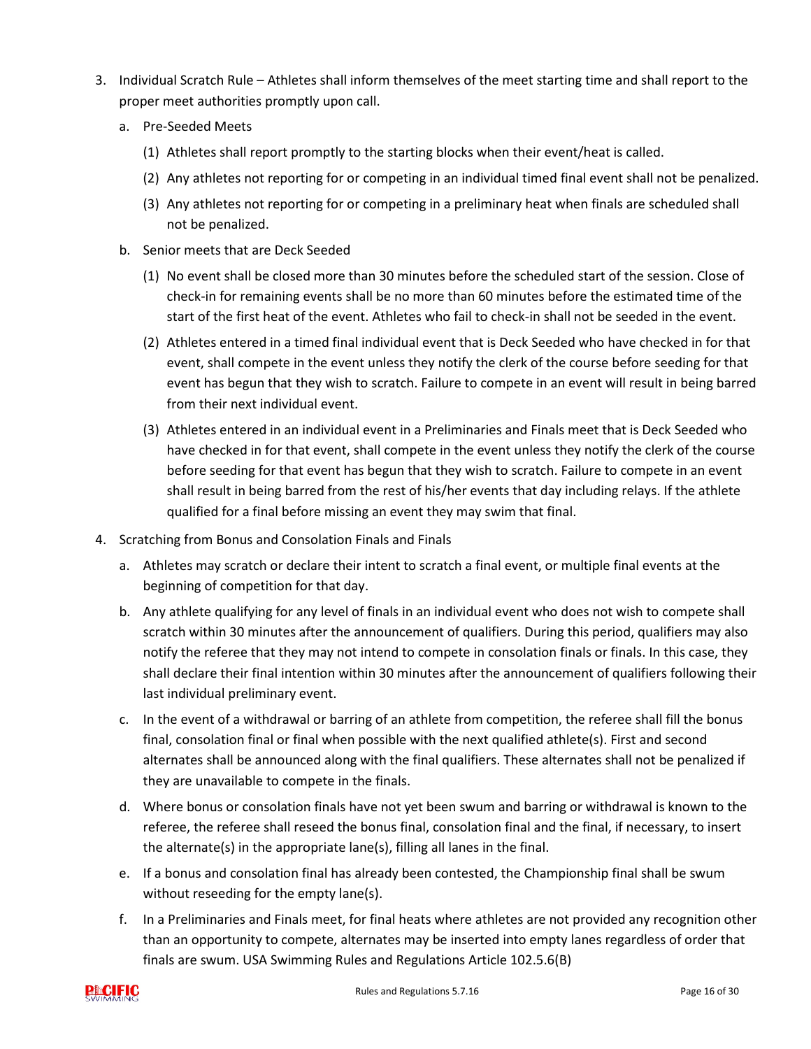3. Individual Scratch Rule – Athletes shall inform themselves of the meet starting time and shall report to the proper meet authorities promptly upon call.
   a. Pre-Seeded Meets
      (1) Athletes shall report promptly to the starting blocks when their event/heat is called.
      (2) Any athletes not reporting for or competing in an individual timed final event shall not be penalized.
      (3) Any athletes not reporting for or competing in a preliminary heat when finals are scheduled shall not be penalized.
   b. Senior meets that are Deck Seeded
      (1) No event shall be closed more than 30 minutes before the scheduled start of the session. Close of check-in for remaining events shall be no more than 60 minutes before the estimated time of the start of the first heat of the event. Athletes who fail to check-in shall not be seeded in the event.
      (2) Athletes entered in a timed final individual event that is Deck Seeded who have checked in for that event, shall compete in the event unless they notify the clerk of the course before seeding for that event has begun that they wish to scratch. Failure to compete in an event will result in being barred from their next individual event.
      (3) Athletes entered in an individual event in a Preliminaries and Finals meet that is Deck Seeded who have checked in for that event, shall compete in the event unless they notify the clerk of the course before seeding for that event has begun that they wish to scratch. Failure to compete in an event shall result in being barred from the rest of his/her events that day including relays. If the athlete qualified for a final before missing an event they may swim that final.
4. Scratching from Bonus and Consolation Finals and Finals
   a. Athletes may scratch or declare their intent to scratch a final event, or multiple final events at the beginning of competition for that day.
   b. Any athlete qualifying for any level of finals in an individual event who does not wish to compete shall scratch within 30 minutes after the announcement of qualifiers. During this period, qualifiers may also notify the referee that they may not intend to compete in consolation finals or finals. In this case, they shall declare their final intention within 30 minutes after the announcement of qualifiers following their last individual preliminary event.
   c. In the event of a withdrawal or barring of an athlete from competition, the referee shall fill the bonus final, consolation final or final when possible with the next qualified athlete(s). First and second alternates shall be announced along with the final qualifiers. These alternates shall not be penalized if they are unavailable to compete in the finals.
   d. Where bonus or consolation finals have not yet been swum and barring or withdrawal is known to the referee, the referee shall reseed the bonus final, consolation final and the final, if necessary, to insert the alternate(s) in the appropriate lane(s), filling all lanes in the final.
   e. If a bonus and consolation final has already been contested, the Championship final shall be swum without reseeding for the empty lane(s).
   f. In a Preliminaries and Finals meet, for final heats where athletes are not provided any recognition other than an opportunity to compete, alternates may be inserted into empty lanes regardless of order that finals are swum. USA Swimming Rules and Regulations Article 102.5.6(B)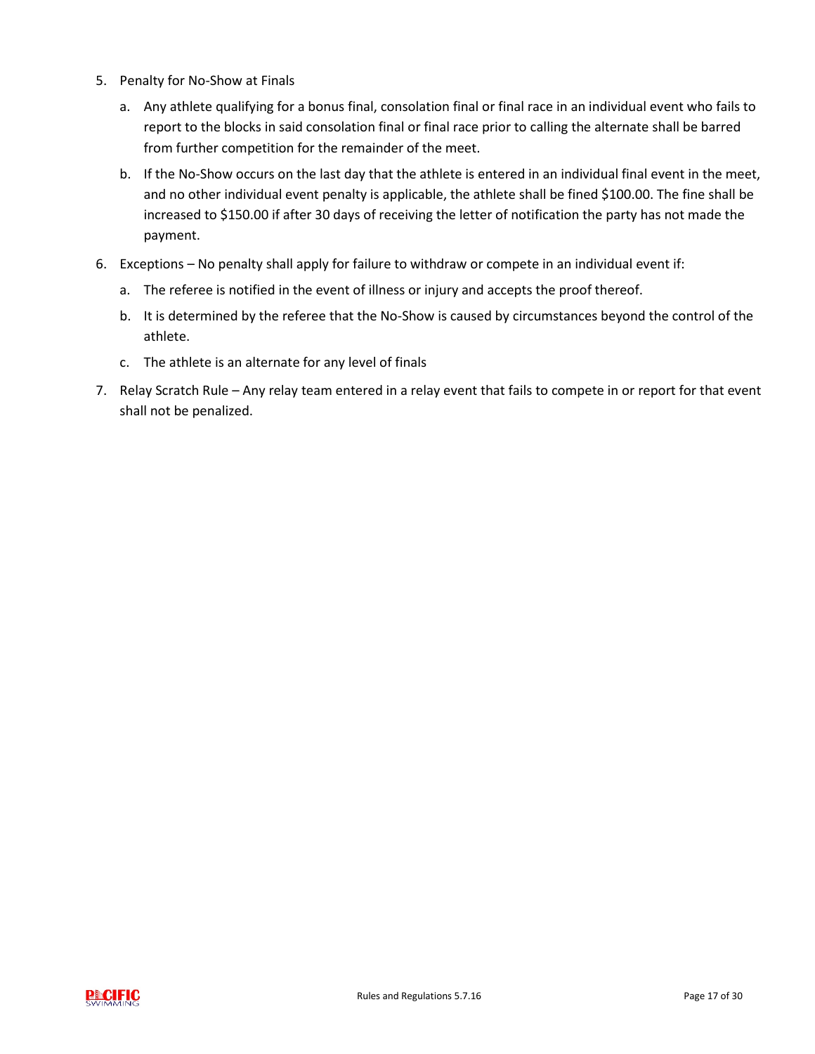5. Penalty for No-Show at Finals

   a. Any athlete qualifying for a bonus final, consolation final or final race in an individual event who fails to report to the blocks in said consolation final or final race prior to calling the alternate shall be barred from further competition for the remainder of the meet.

   b. If the No-Show occurs on the last day that the athlete is entered in an individual final event in the meet, and no other individual event penalty is applicable, the athlete shall be fined $100.00. The fine shall be increased to $150.00 if after 30 days of receiving the letter of notification the party has not made the payment.

6. Exceptions – No penalty shall apply for failure to withdraw or compete in an individual event if:

   a. The referee is notified in the event of illness or injury and accepts the proof thereof.

   b. It is determined by the referee that the No-Show is caused by circumstances beyond the control of the athlete.

   c. The athlete is an alternate for any level of finals

7. Relay Scratch Rule – Any relay team entered in a relay event that fails to compete in or report for that event shall not be penalized.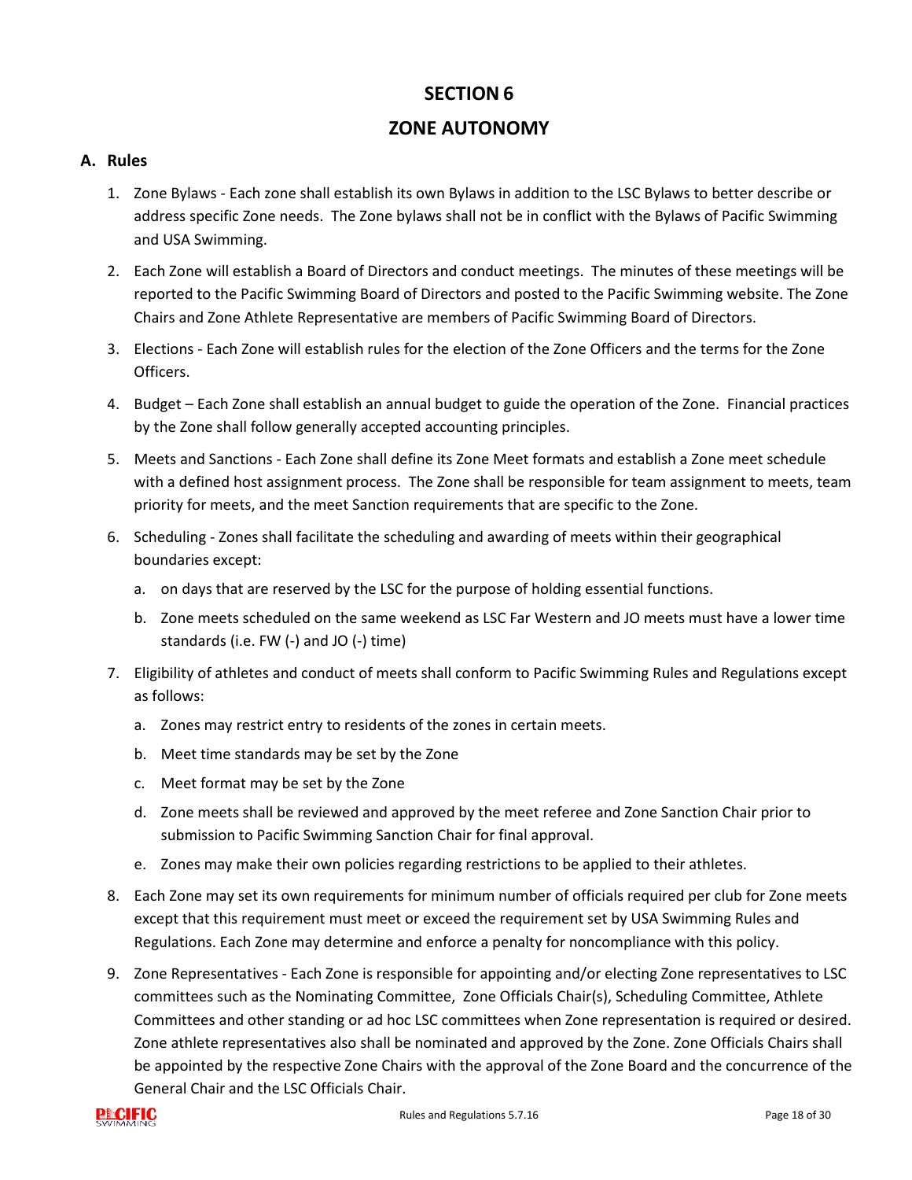# SECTION 6

# ZONE AUTONOMY

## A. Rules

1. Zone Bylaws - Each zone shall establish its own Bylaws in addition to the LSC Bylaws to better describe or address specific Zone needs. The Zone bylaws shall not be in conflict with the Bylaws of Pacific Swimming and USA Swimming.
2. Each Zone will establish a Board of Directors and conduct meetings. The minutes of these meetings will be reported to the Pacific Swimming Board of Directors and posted to the Pacific Swimming website. The Zone Chairs and Zone Athlete Representative are members of Pacific Swimming Board of Directors.
3. Elections - Each Zone will establish rules for the election of the Zone Officers and the terms for the Zone Officers.
4. Budget – Each Zone shall establish an annual budget to guide the operation of the Zone. Financial practices by the Zone shall follow generally accepted accounting principles.
5. Meets and Sanctions - Each Zone shall define its Zone Meet formats and establish a Zone meet schedule with a defined host assignment process. The Zone shall be responsible for team assignment to meets, team priority for meets, and the meet Sanction requirements that are specific to the Zone.
6. Scheduling - Zones shall facilitate the scheduling and awarding of meets within their geographical boundaries except:
   a. on days that are reserved by the LSC for the purpose of holding essential functions.
   b. Zone meets scheduled on the same weekend as LSC Far Western and JO meets must have a lower time standards (i.e. FW (-) and JO (-) time)
7. Eligibility of athletes and conduct of meets shall conform to Pacific Swimming Rules and Regulations except as follows:
   a. Zones may restrict entry to residents of the zones in certain meets.
   b. Meet time standards may be set by the Zone
   c. Meet format may be set by the Zone
   d. Zone meets shall be reviewed and approved by the meet referee and Zone Sanction Chair prior to submission to Pacific Swimming Sanction Chair for final approval.
   e. Zones may make their own policies regarding restrictions to be applied to their athletes.
8. Each Zone may set its own requirements for minimum number of officials required per club for Zone meets except that this requirement must meet or exceed the requirement set by USA Swimming Rules and Regulations. Each Zone may determine and enforce a penalty for noncompliance with this policy.
9. Zone Representatives - Each Zone is responsible for appointing and/or electing Zone representatives to LSC committees such as the Nominating Committee, Zone Officials Chair(s), Scheduling Committee, Athlete Committees and other standing or ad hoc LSC committees when Zone representation is required or desired. Zone athlete representatives also shall be nominated and approved by the Zone. Zone Officials Chairs shall be appointed by the respective Zone Chairs with the approval of the Zone Board and the concurrence of the General Chair and the LSC Officials Chair.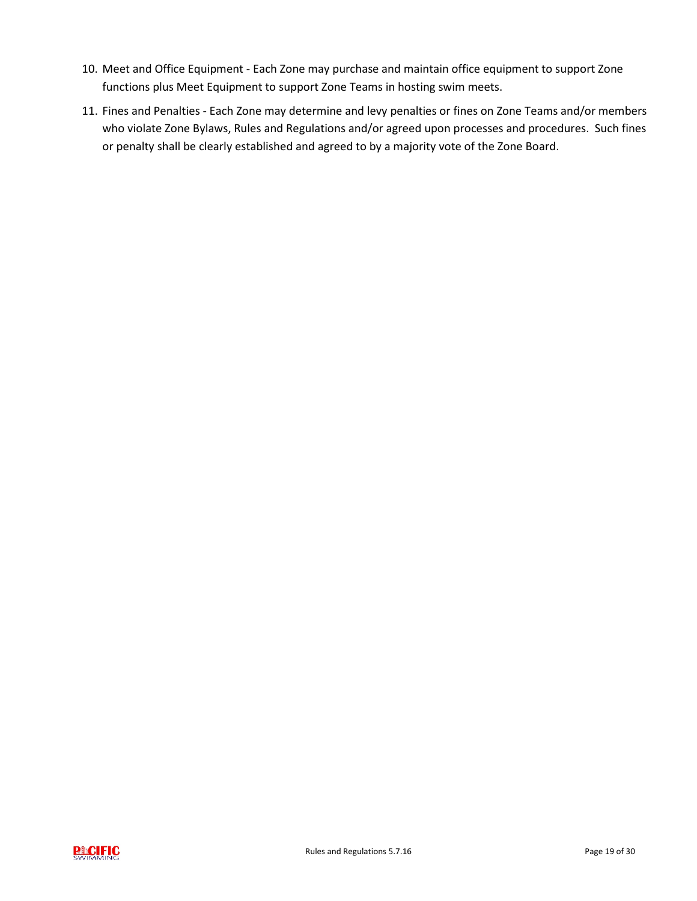10. Meet and Office Equipment - Each Zone may purchase and maintain office equipment to support Zone functions plus Meet Equipment to support Zone Teams in hosting swim meets.
11. Fines and Penalties - Each Zone may determine and levy penalties or fines on Zone Teams and/or members who violate Zone Bylaws, Rules and Regulations and/or agreed upon processes and procedures. Such fines or penalty shall be clearly established and agreed to by a majority vote of the Zone Board.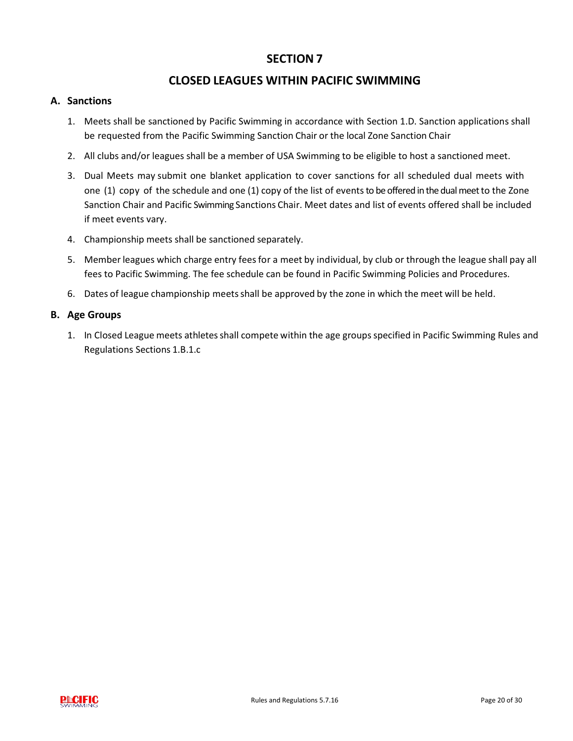# SECTION 7

# CLOSED LEAGUES WITHIN PACIFIC SWIMMING

## A. Sanctions

1. Meets shall be sanctioned by Pacific Swimming in accordance with Section 1.D. Sanction applications shall be requested from the Pacific Swimming Sanction Chair or the local Zone Sanction Chair
2. All clubs and/or leagues shall be a member of USA Swimming to be eligible to host a sanctioned meet.
3. Dual Meets may submit one blanket application to cover sanctions for all scheduled dual meets with one (1) copy of the schedule and one (1) copy of the list of events to be offered in the dual meet to the Zone Sanction Chair and Pacific Swimming Sanctions Chair. Meet dates and list of events offered shall be included if meet events vary.
4. Championship meets shall be sanctioned separately.
5. Member leagues which charge entry fees for a meet by individual, by club or through the league shall pay all fees to Pacific Swimming. The fee schedule can be found in Pacific Swimming Policies and Procedures.
6. Dates of league championship meets shall be approved by the zone in which the meet will be held.

## B. Age Groups

1. In Closed League meets athletes shall compete within the age groups specified in Pacific Swimming Rules and Regulations Sections 1.B.1.c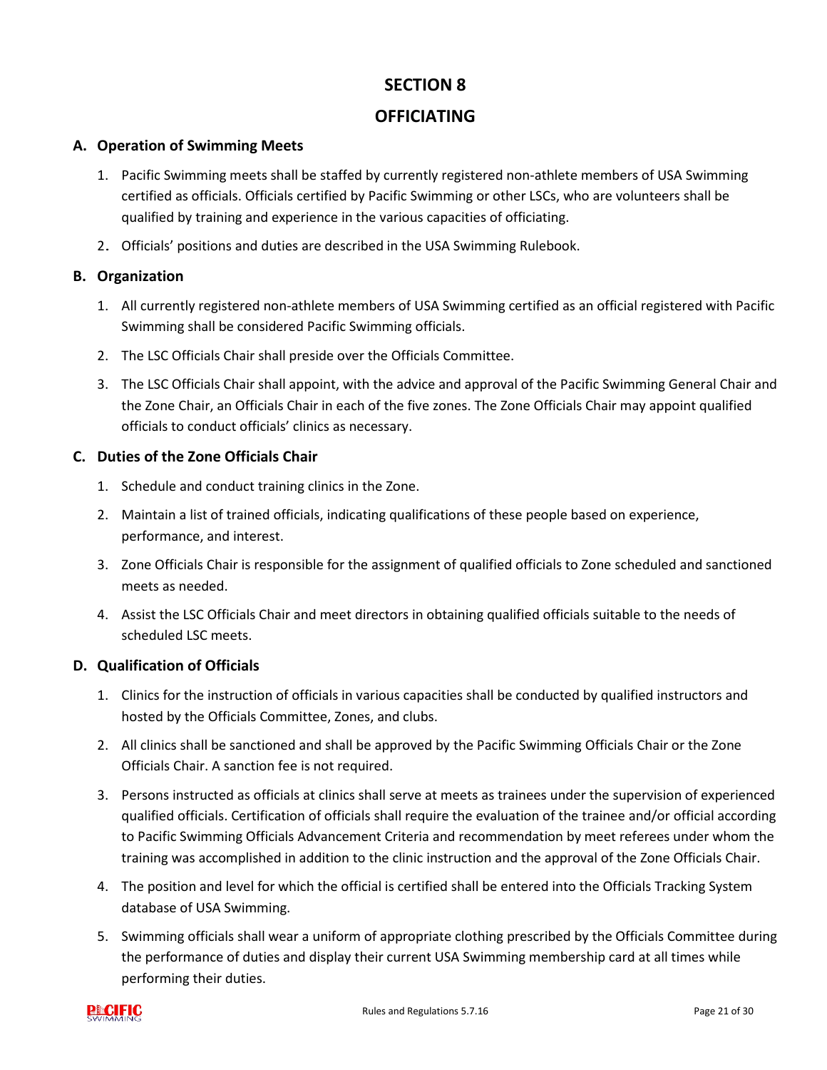# SECTION 8

# OFFICIATING

## A. Operation of Swimming Meets

1. Pacific Swimming meets shall be staffed by currently registered non-athlete members of USA Swimming certified as officials. Officials certified by Pacific Swimming or other LSCs, who are volunteers shall be qualified by training and experience in the various capacities of officiating.
2. Officials' positions and duties are described in the USA Swimming Rulebook.

## B. Organization

1. All currently registered non-athlete members of USA Swimming certified as an official registered with Pacific Swimming shall be considered Pacific Swimming officials.
2. The LSC Officials Chair shall preside over the Officials Committee.
3. The LSC Officials Chair shall appoint, with the advice and approval of the Pacific Swimming General Chair and the Zone Chair, an Officials Chair in each of the five zones. The Zone Officials Chair may appoint qualified officials to conduct officials' clinics as necessary.

## C. Duties of the Zone Officials Chair

1. Schedule and conduct training clinics in the Zone.
2. Maintain a list of trained officials, indicating qualifications of these people based on experience, performance, and interest.
3. Zone Officials Chair is responsible for the assignment of qualified officials to Zone scheduled and sanctioned meets as needed.
4. Assist the LSC Officials Chair and meet directors in obtaining qualified officials suitable to the needs of scheduled LSC meets.

## D. Qualification of Officials

1. Clinics for the instruction of officials in various capacities shall be conducted by qualified instructors and hosted by the Officials Committee, Zones, and clubs.
2. All clinics shall be sanctioned and shall be approved by the Pacific Swimming Officials Chair or the Zone Officials Chair. A sanction fee is not required.
3. Persons instructed as officials at clinics shall serve at meets as trainees under the supervision of experienced qualified officials. Certification of officials shall require the evaluation of the trainee and/or official according to Pacific Swimming Officials Advancement Criteria and recommendation by meet referees under whom the training was accomplished in addition to the clinic instruction and the approval of the Zone Officials Chair.
4. The position and level for which the official is certified shall be entered into the Officials Tracking System database of USA Swimming.
5. Swimming officials shall wear a uniform of appropriate clothing prescribed by the Officials Committee during the performance of duties and display their current USA Swimming membership card at all times while performing their duties.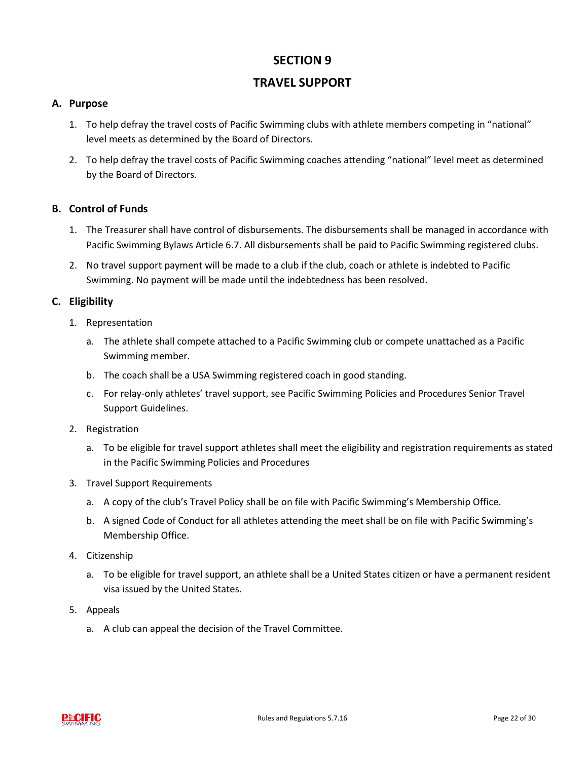# SECTION 9

# TRAVEL SUPPORT

## A. Purpose

1. To help defray the travel costs of Pacific Swimming clubs with athlete members competing in “national” level meets as determined by the Board of Directors.
2. To help defray the travel costs of Pacific Swimming coaches attending “national” level meet as determined by the Board of Directors.

## B. Control of Funds

1. The Treasurer shall have control of disbursements. The disbursements shall be managed in accordance with Pacific Swimming Bylaws Article 6.7. All disbursements shall be paid to Pacific Swimming registered clubs.
2. No travel support payment will be made to a club if the club, coach or athlete is indebted to Pacific Swimming. No payment will be made until the indebtedness has been resolved.

## C. Eligibility

1. Representation
   a. The athlete shall compete attached to a Pacific Swimming club or compete unattached as a Pacific Swimming member.
   b. The coach shall be a USA Swimming registered coach in good standing.
   c. For relay-only athletes’ travel support, see Pacific Swimming Policies and Procedures Senior Travel Support Guidelines.
2. Registration
   a. To be eligible for travel support athletes shall meet the eligibility and registration requirements as stated in the Pacific Swimming Policies and Procedures
3. Travel Support Requirements
   a. A copy of the club’s Travel Policy shall be on file with Pacific Swimming’s Membership Office.
   b. A signed Code of Conduct for all athletes attending the meet shall be on file with Pacific Swimming’s Membership Office.
4. Citizenship
   a. To be eligible for travel support, an athlete shall be a United States citizen or have a permanent resident visa issued by the United States.
5. Appeals
   a. A club can appeal the decision of the Travel Committee.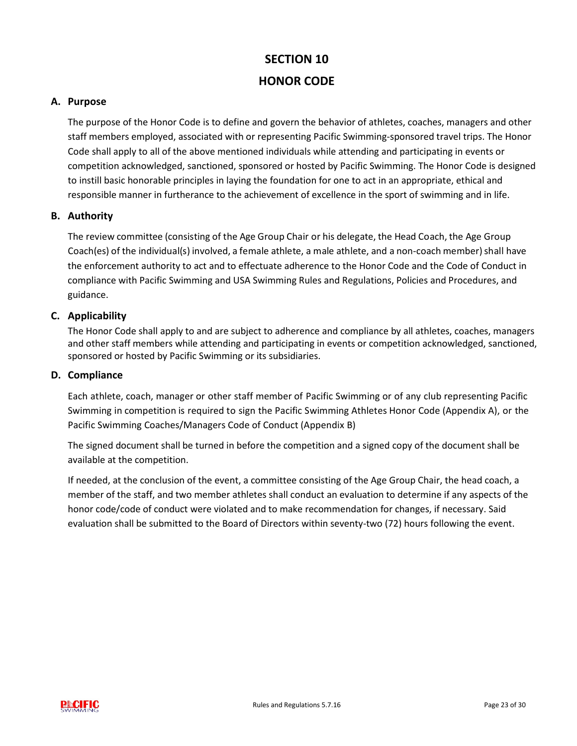# SECTION 10

# HONOR CODE

## A. Purpose

The purpose of the Honor Code is to define and govern the behavior of athletes, coaches, managers and other staff members employed, associated with or representing Pacific Swimming-sponsored travel trips. The Honor Code shall apply to all of the above mentioned individuals while attending and participating in events or competition acknowledged, sanctioned, sponsored or hosted by Pacific Swimming. The Honor Code is designed to instill basic honorable principles in laying the foundation for one to act in an appropriate, ethical and responsible manner in furtherance to the achievement of excellence in the sport of swimming and in life.

## B. Authority

The review committee (consisting of the Age Group Chair or his delegate, the Head Coach, the Age Group Coach(es) of the individual(s) involved, a female athlete, a male athlete, and a non-coach member) shall have the enforcement authority to act and to effectuate adherence to the Honor Code and the Code of Conduct in compliance with Pacific Swimming and USA Swimming Rules and Regulations, Policies and Procedures, and guidance.

## C. Applicability

The Honor Code shall apply to and are subject to adherence and compliance by all athletes, coaches, managers and other staff members while attending and participating in events or competition acknowledged, sanctioned, sponsored or hosted by Pacific Swimming or its subsidiaries.

## D. Compliance

Each athlete, coach, manager or other staff member of Pacific Swimming or of any club representing Pacific Swimming in competition is required to sign the Pacific Swimming Athletes Honor Code (Appendix A), or the Pacific Swimming Coaches/Managers Code of Conduct (Appendix B)

The signed document shall be turned in before the competition and a signed copy of the document shall be available at the competition.

If needed, at the conclusion of the event, a committee consisting of the Age Group Chair, the head coach, a member of the staff, and two member athletes shall conduct an evaluation to determine if any aspects of the honor code/code of conduct were violated and to make recommendation for changes, if necessary. Said evaluation shall be submitted to the Board of Directors within seventy-two (72) hours following the event.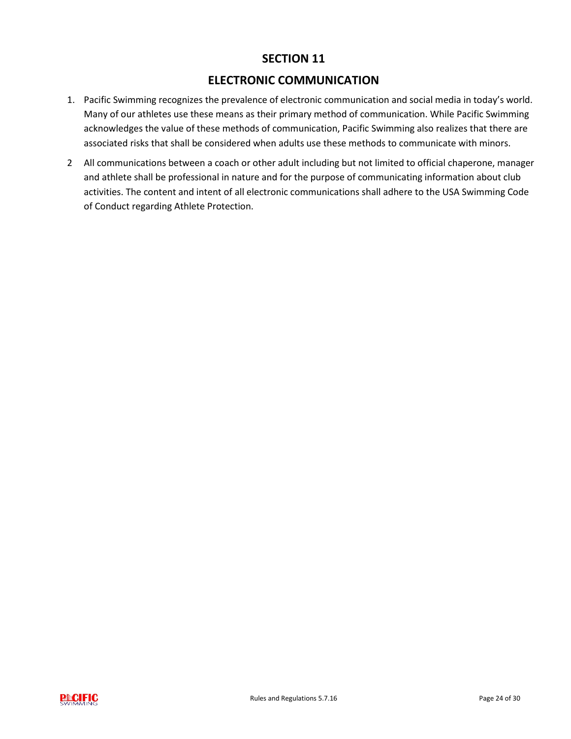# SECTION 11

# ELECTRONIC COMMUNICATION

1. Pacific Swimming recognizes the prevalence of electronic communication and social media in today's world. Many of our athletes use these means as their primary method of communication. While Pacific Swimming acknowledges the value of these methods of communication, Pacific Swimming also realizes that there are associated risks that shall be considered when adults use these methods to communicate with minors.

2 All communications between a coach or other adult including but not limited to official chaperone, manager and athlete shall be professional in nature and for the purpose of communicating information about club activities. The content and intent of all electronic communications shall adhere to the USA Swimming Code of Conduct regarding Athlete Protection.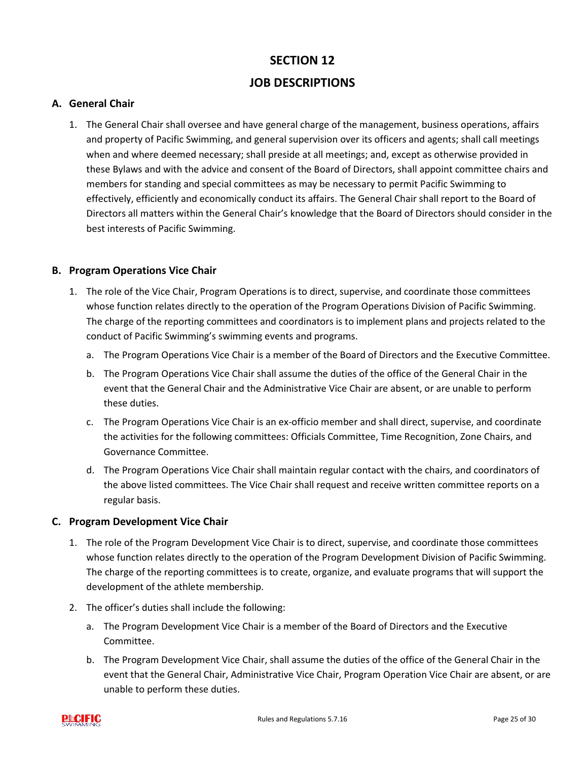# SECTION 12

# JOB DESCRIPTIONS

## A. General Chair

1. The General Chair shall oversee and have general charge of the management, business operations, affairs and property of Pacific Swimming, and general supervision over its officers and agents; shall call meetings when and where deemed necessary; shall preside at all meetings; and, except as otherwise provided in these Bylaws and with the advice and consent of the Board of Directors, shall appoint committee chairs and members for standing and special committees as may be necessary to permit Pacific Swimming to effectively, efficiently and economically conduct its affairs. The General Chair shall report to the Board of Directors all matters within the General Chair's knowledge that the Board of Directors should consider in the best interests of Pacific Swimming.

## B. Program Operations Vice Chair

1. The role of the Vice Chair, Program Operations is to direct, supervise, and coordinate those committees whose function relates directly to the operation of the Program Operations Division of Pacific Swimming. The charge of the reporting committees and coordinators is to implement plans and projects related to the conduct of Pacific Swimming's swimming events and programs.
   a. The Program Operations Vice Chair is a member of the Board of Directors and the Executive Committee.
   b. The Program Operations Vice Chair shall assume the duties of the office of the General Chair in the event that the General Chair and the Administrative Vice Chair are absent, or are unable to perform these duties.
   c. The Program Operations Vice Chair is an ex-officio member and shall direct, supervise, and coordinate the activities for the following committees: Officials Committee, Time Recognition, Zone Chairs, and Governance Committee.
   d. The Program Operations Vice Chair shall maintain regular contact with the chairs, and coordinators of the above listed committees. The Vice Chair shall request and receive written committee reports on a regular basis.

## C. Program Development Vice Chair

1. The role of the Program Development Vice Chair is to direct, supervise, and coordinate those committees whose function relates directly to the operation of the Program Development Division of Pacific Swimming. The charge of the reporting committees is to create, organize, and evaluate programs that will support the development of the athlete membership.
2. The officer's duties shall include the following:
   a. The Program Development Vice Chair is a member of the Board of Directors and the Executive Committee.
   b. The Program Development Vice Chair, shall assume the duties of the office of the General Chair in the event that the General Chair, Administrative Vice Chair, Program Operation Vice Chair are absent, or are unable to perform these duties.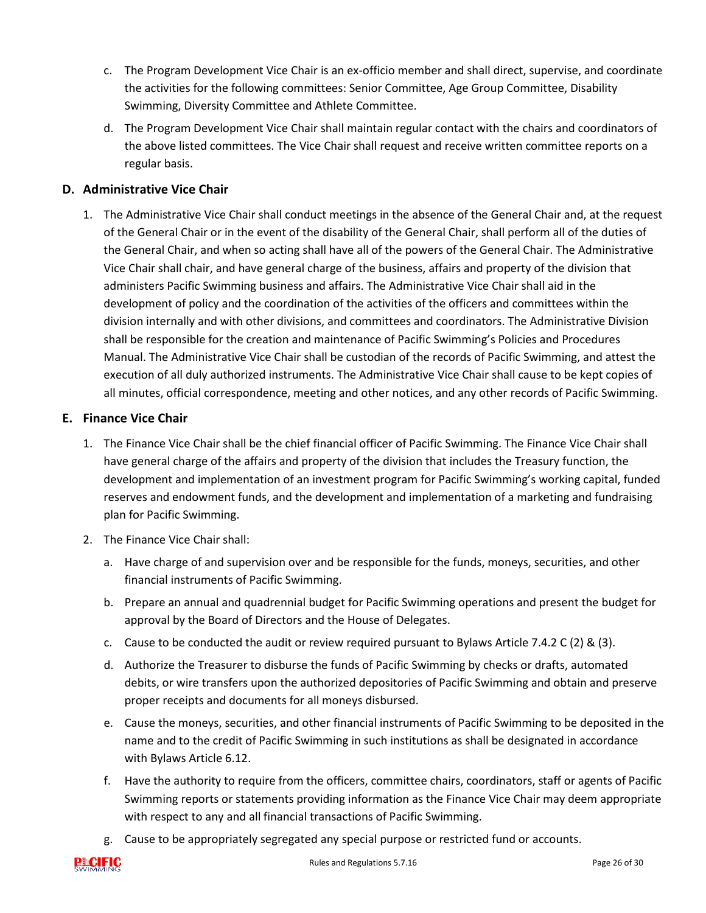c. The Program Development Vice Chair is an ex-officio member and shall direct, supervise, and coordinate the activities for the following committees: Senior Committee, Age Group Committee, Disability Swimming, Diversity Committee and Athlete Committee.

d. The Program Development Vice Chair shall maintain regular contact with the chairs and coordinators of the above listed committees. The Vice Chair shall request and receive written committee reports on a regular basis.

### D. Administrative Vice Chair

1. The Administrative Vice Chair shall conduct meetings in the absence of the General Chair and, at the request of the General Chair or in the event of the disability of the General Chair, shall perform all of the duties of the General Chair, and when so acting shall have all of the powers of the General Chair. The Administrative Vice Chair shall chair, and have general charge of the business, affairs and property of the division that administers Pacific Swimming business and affairs. The Administrative Vice Chair shall aid in the development of policy and the coordination of the activities of the officers and committees within the division internally and with other divisions, and committees and coordinators. The Administrative Division shall be responsible for the creation and maintenance of Pacific Swimming's Policies and Procedures Manual. The Administrative Vice Chair shall be custodian of the records of Pacific Swimming, and attest the execution of all duly authorized instruments. The Administrative Vice Chair shall cause to be kept copies of all minutes, official correspondence, meeting and other notices, and any other records of Pacific Swimming.

### E. Finance Vice Chair

1. The Finance Vice Chair shall be the chief financial officer of Pacific Swimming. The Finance Vice Chair shall have general charge of the affairs and property of the division that includes the Treasury function, the development and implementation of an investment program for Pacific Swimming's working capital, funded reserves and endowment funds, and the development and implementation of a marketing and fundraising plan for Pacific Swimming.

2. The Finance Vice Chair shall:

   a. Have charge of and supervision over and be responsible for the funds, moneys, securities, and other financial instruments of Pacific Swimming.

   b. Prepare an annual and quadrennial budget for Pacific Swimming operations and present the budget for approval by the Board of Directors and the House of Delegates.

   c. Cause to be conducted the audit or review required pursuant to Bylaws Article 7.4.2 C (2) & (3).

   d. Authorize the Treasurer to disburse the funds of Pacific Swimming by checks or drafts, automated debits, or wire transfers upon the authorized depositories of Pacific Swimming and obtain and preserve proper receipts and documents for all moneys disbursed.

   e. Cause the moneys, securities, and other financial instruments of Pacific Swimming to be deposited in the name and to the credit of Pacific Swimming in such institutions as shall be designated in accordance with Bylaws Article 6.12.

   f. Have the authority to require from the officers, committee chairs, coordinators, staff or agents of Pacific Swimming reports or statements providing information as the Finance Vice Chair may deem appropriate with respect to any and all financial transactions of Pacific Swimming.

   g. Cause to be appropriately segregated any special purpose or restricted fund or accounts.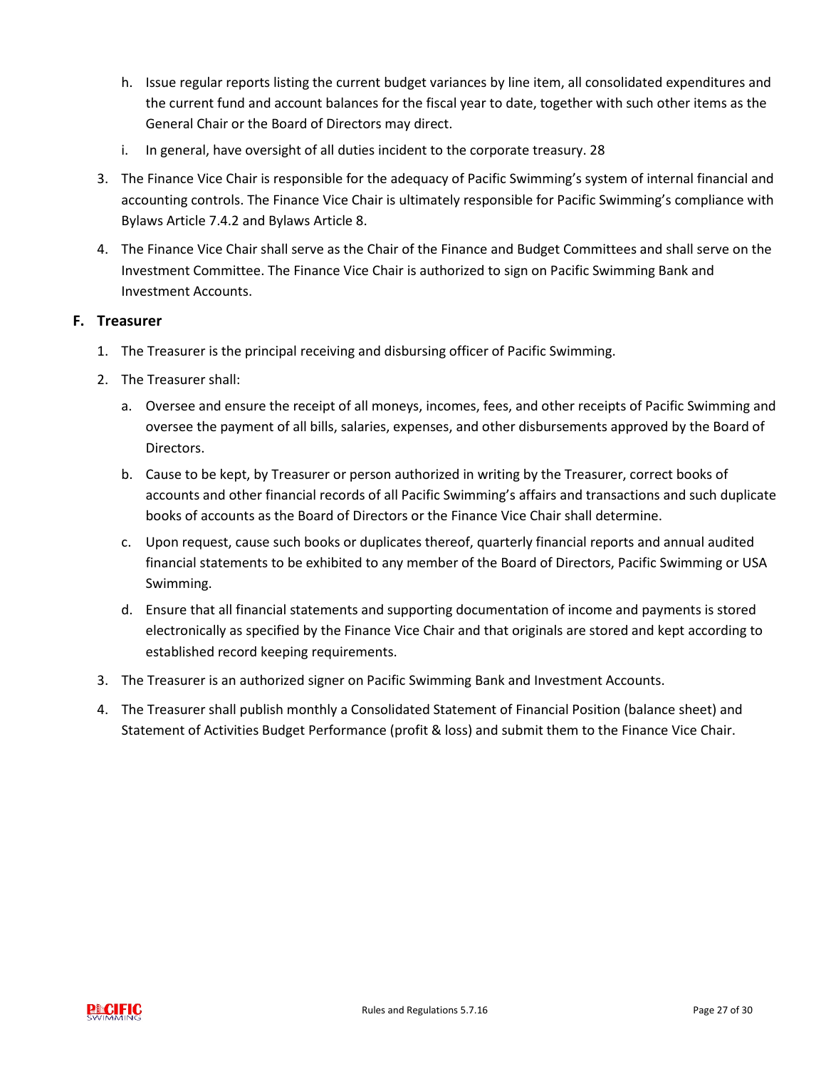h. Issue regular reports listing the current budget variances by line item, all consolidated expenditures and the current fund and account balances for the fiscal year to date, together with such other items as the General Chair or the Board of Directors may direct.

   i. In general, have oversight of all duties incident to the corporate treasury. 28

3. The Finance Vice Chair is responsible for the adequacy of Pacific Swimming's system of internal financial and accounting controls. The Finance Vice Chair is ultimately responsible for Pacific Swimming's compliance with Bylaws Article 7.4.2 and Bylaws Article 8.

4. The Finance Vice Chair shall serve as the Chair of the Finance and Budget Committees and shall serve on the Investment Committee. The Finance Vice Chair is authorized to sign on Pacific Swimming Bank and Investment Accounts.

**F. Treasurer**

1. The Treasurer is the principal receiving and disbursing officer of Pacific Swimming.

2. The Treasurer shall:

   a. Oversee and ensure the receipt of all moneys, incomes, fees, and other receipts of Pacific Swimming and oversee the payment of all bills, salaries, expenses, and other disbursements approved by the Board of Directors.

   b. Cause to be kept, by Treasurer or person authorized in writing by the Treasurer, correct books of accounts and other financial records of all Pacific Swimming's affairs and transactions and such duplicate books of accounts as the Board of Directors or the Finance Vice Chair shall determine.

   c. Upon request, cause such books or duplicates thereof, quarterly financial reports and annual audited financial statements to be exhibited to any member of the Board of Directors, Pacific Swimming or USA Swimming.

   d. Ensure that all financial statements and supporting documentation of income and payments is stored electronically as specified by the Finance Vice Chair and that originals are stored and kept according to established record keeping requirements.

3. The Treasurer is an authorized signer on Pacific Swimming Bank and Investment Accounts.

4. The Treasurer shall publish monthly a Consolidated Statement of Financial Position (balance sheet) and Statement of Activities Budget Performance (profit & loss) and submit them to the Finance Vice Chair.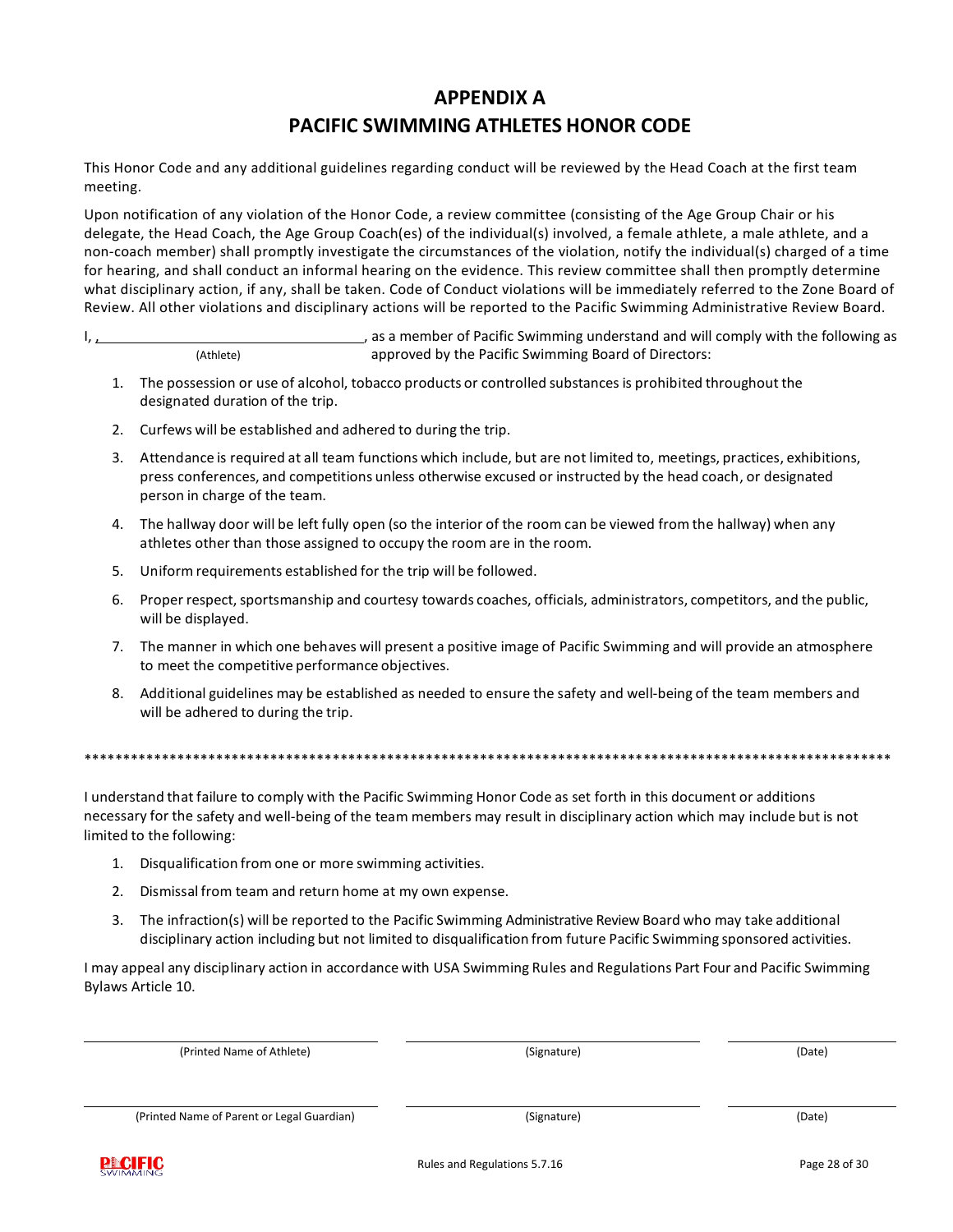# APPENDIX A
# PACIFIC SWIMMING ATHLETES HONOR CODE

This Honor Code and any additional guidelines regarding conduct will be reviewed by the Head Coach at the first team meeting.

Upon notification of any violation of the Honor Code, a review committee (consisting of the Age Group Chair or his delegate, the Head Coach, the Age Group Coach(es) of the individual(s) involved, a female athlete, a male athlete, and a non-coach member) shall promptly investigate the circumstances of the violation, notify the individual(s) charged of a time for hearing, and shall conduct an informal hearing on the evidence. This review committee shall then promptly determine what disciplinary action, if any, shall be taken. Code of Conduct violations will be immediately referred to the Zone Board of Review. All other violations and disciplinary actions will be reported to the Pacific Swimming Administrative Review Board.

I, ________________________________, as a member of Pacific Swimming understand and will comply with the following as
(Athlete) approved by the Pacific Swimming Board of Directors:

1. The possession or use of alcohol, tobacco products or controlled substances is prohibited throughout the designated duration of the trip.
2. Curfews will be established and adhered to during the trip.
3. Attendance is required at all team functions which include, but are not limited to, meetings, practices, exhibitions, press conferences, and competitions unless otherwise excused or instructed by the head coach, or designated person in charge of the team.
4. The hallway door will be left fully open (so the interior of the room can be viewed from the hallway) when any athletes other than those assigned to occupy the room are in the room.
5. Uniform requirements established for the trip will be followed.
6. Proper respect, sportsmanship and courtesy towards coaches, officials, administrators, competitors, and the public, will be displayed.
7. The manner in which one behaves will present a positive image of Pacific Swimming and will provide an atmosphere to meet the competitive performance objectives.
8. Additional guidelines may be established as needed to ensure the safety and well-being of the team members and will be adhered to during the trip.

*************************************************************************************************************

I understand that failure to comply with the Pacific Swimming Honor Code as set forth in this document or additions necessary for the safety and well-being of the team members may result in disciplinary action which may include but is not limited to the following:

1. Disqualification from one or more swimming activities.
2. Dismissal from team and return home at my own expense.
3. The infraction(s) will be reported to the Pacific Swimming Administrative Review Board who may take additional disciplinary action including but not limited to disqualification from future Pacific Swimming sponsored activities.

I may appeal any disciplinary action in accordance with USA Swimming Rules and Regulations Part Four and Pacific Swimming Bylaws Article 10.

| ______________________________ | ______________________________ | ______________ |
|---|---|---|
| (Printed Name of Athlete) | (Signature) | (Date) |
| ______________________________ | ______________________________ | ______________ |
| (Printed Name of Parent or Legal Guardian) | (Signature) | (Date) |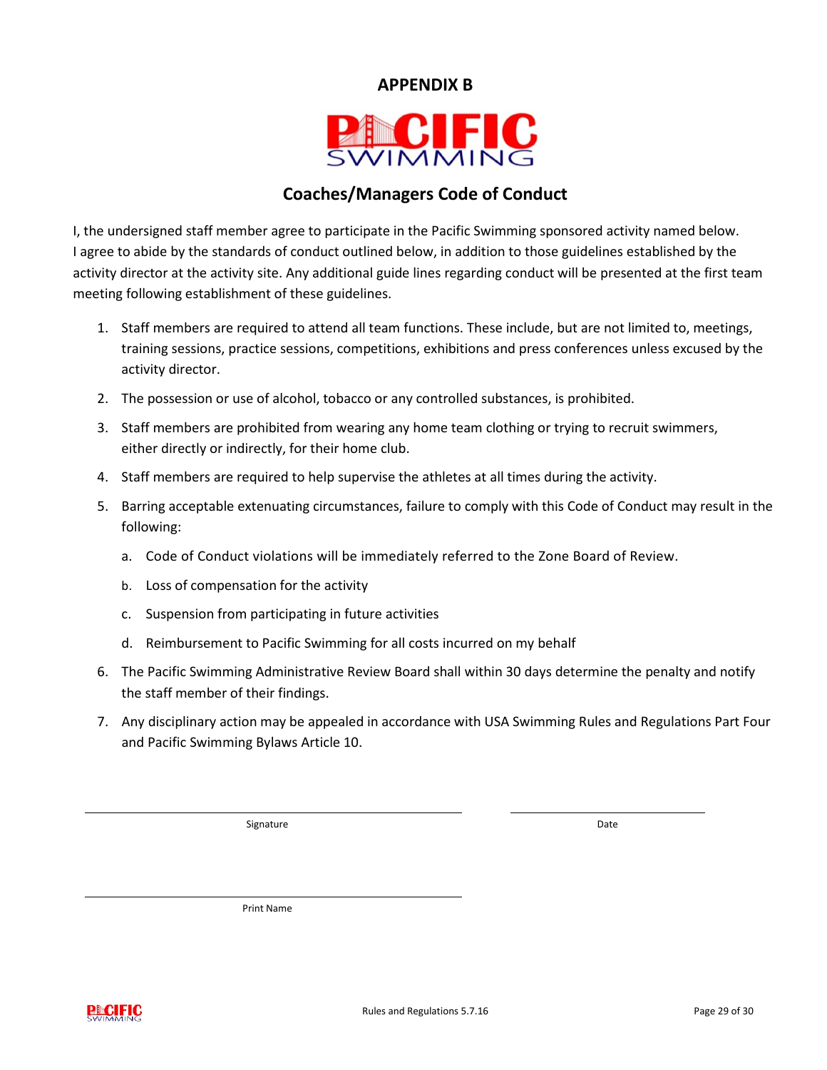## APPENDIX B

PACIFIC SWIMMING

## Coaches/Managers Code of Conduct

I, the undersigned staff member agree to participate in the Pacific Swimming sponsored activity named below. I agree to abide by the standards of conduct outlined below, in addition to those guidelines established by the activity director at the activity site. Any additional guide lines regarding conduct will be presented at the first team meeting following establishment of these guidelines.

1. Staff members are required to attend all team functions. These include, but are not limited to, meetings, training sessions, practice sessions, competitions, exhibitions and press conferences unless excused by the activity director.
2. The possession or use of alcohol, tobacco or any controlled substances, is prohibited.
3. Staff members are prohibited from wearing any home team clothing or trying to recruit swimmers, either directly or indirectly, for their home club.
4. Staff members are required to help supervise the athletes at all times during the activity.
5. Barring acceptable extenuating circumstances, failure to comply with this Code of Conduct may result in the following:
   a. Code of Conduct violations will be immediately referred to the Zone Board of Review.
   b. Loss of compensation for the activity
   c. Suspension from participating in future activities
   d. Reimbursement to Pacific Swimming for all costs incurred on my behalf
6. The Pacific Swimming Administrative Review Board shall within 30 days determine the penalty and notify the staff member of their findings.
7. Any disciplinary action may be appealed in accordance with USA Swimming Rules and Regulations Part Four and Pacific Swimming Bylaws Article 10.

\_\_\_\_\_\_\_\_\_\_\_\_\_\_\_\_\_\_\_\_\_\_\_\_\_\_\_\_\_\_ \_\_\_\_\_\_\_\_\_\_\_\_\_\_\_\_\_\_\_\_

Signature Date

\_\_\_\_\_\_\_\_\_\_\_\_\_\_\_\_\_\_\_\_\_\_\_\_\_\_\_\_\_\_

Print Name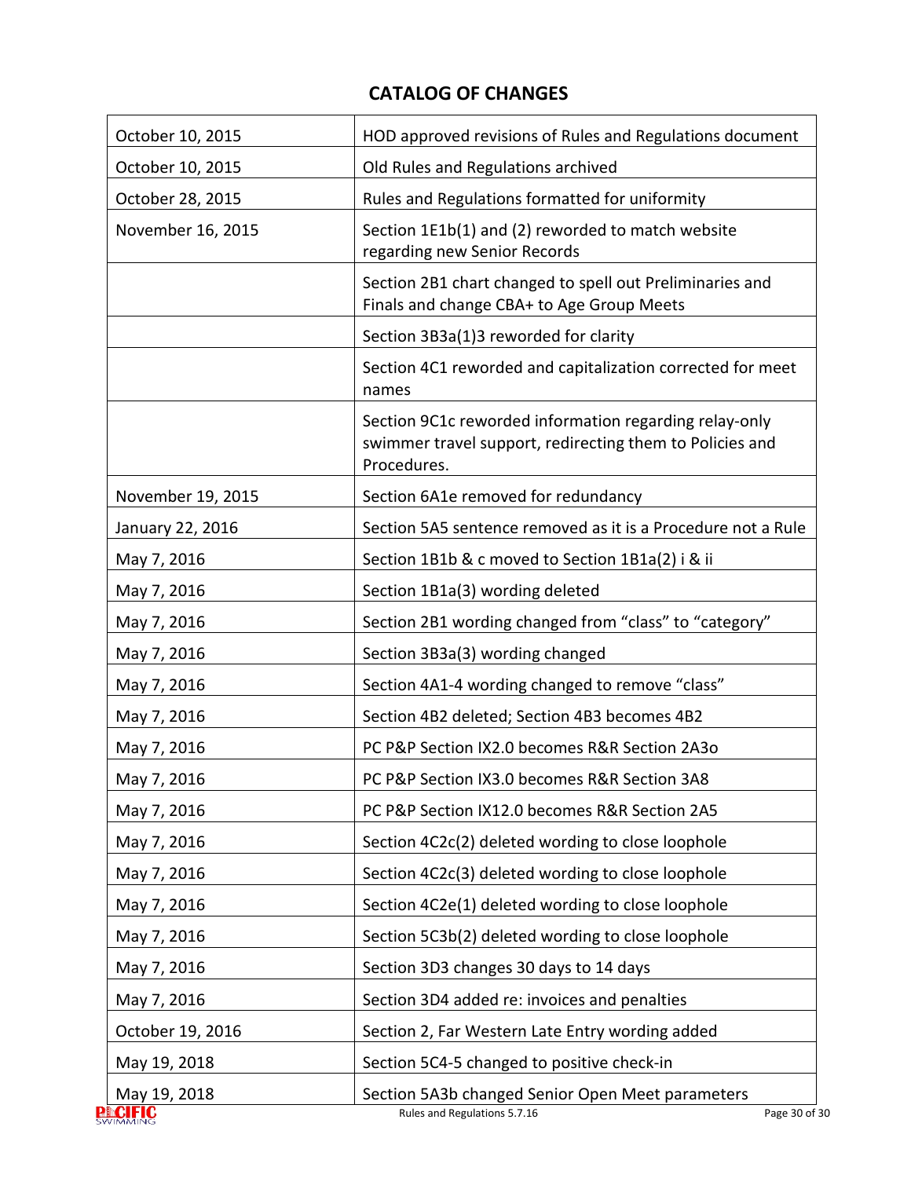## CATALOG OF CHANGES

| | |
|---|---|
| October 10, 2015 | HOD approved revisions of Rules and Regulations document |
| October 10, 2015 | Old Rules and Regulations archived |
| October 28, 2015 | Rules and Regulations formatted for uniformity |
| November 16, 2015 | Section 1E1b(1) and (2) reworded to match website regarding new Senior Records |
| | Section 2B1 chart changed to spell out Preliminaries and Finals and change CBA+ to Age Group Meets |
| | Section 3B3a(1)3 reworded for clarity |
| | Section 4C1 reworded and capitalization corrected for meet names |
| | Section 9C1c reworded information regarding relay-only swimmer travel support, redirecting them to Policies and Procedures. |
| November 19, 2015 | Section 6A1e removed for redundancy |
| January 22, 2016 | Section 5A5 sentence removed as it is a Procedure not a Rule |
| May 7, 2016 | Section 1B1b & c moved to Section 1B1a(2) i & ii |
| May 7, 2016 | Section 1B1a(3) wording deleted |
| May 7, 2016 | Section 2B1 wording changed from “class” to “category” |
| May 7, 2016 | Section 3B3a(3) wording changed |
| May 7, 2016 | Section 4A1-4 wording changed to remove “class” |
| May 7, 2016 | Section 4B2 deleted; Section 4B3 becomes 4B2 |
| May 7, 2016 | PC P&P Section IX2.0 becomes R&R Section 2A3o |
| May 7, 2016 | PC P&P Section IX3.0 becomes R&R Section 3A8 |
| May 7, 2016 | PC P&P Section IX12.0 becomes R&R Section 2A5 |
| May 7, 2016 | Section 4C2c(2) deleted wording to close loophole |
| May 7, 2016 | Section 4C2c(3) deleted wording to close loophole |
| May 7, 2016 | Section 4C2e(1) deleted wording to close loophole |
| May 7, 2016 | Section 5C3b(2) deleted wording to close loophole |
| May 7, 2016 | Section 3D3 changes 30 days to 14 days |
| May 7, 2016 | Section 3D4 added re: invoices and penalties |
| October 19, 2016 | Section 2, Far Western Late Entry wording added |
| May 19, 2018 | Section 5C4-5 changed to positive check-in |
| May 19, 2018 | Section 5A3b changed Senior Open Meet parameters |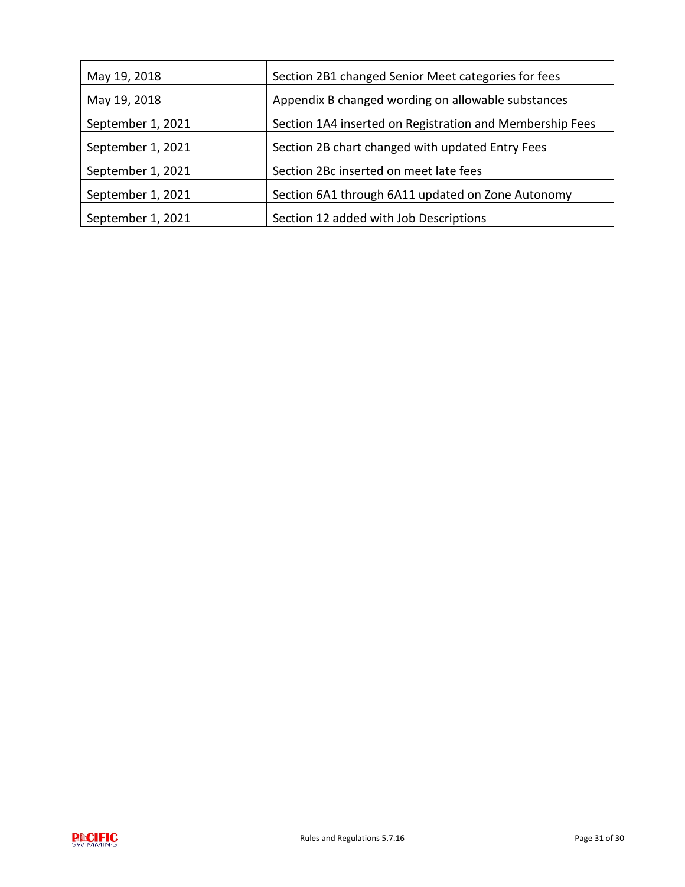| | |
|---|---|
| May 19, 2018 | Section 2B1 changed Senior Meet categories for fees |
| May 19, 2018 | Appendix B changed wording on allowable substances |
| September 1, 2021 | Section 1A4 inserted on Registration and Membership Fees |
| September 1, 2021 | Section 2B chart changed with updated Entry Fees |
| September 1, 2021 | Section 2Bc inserted on meet late fees |
| September 1, 2021 | Section 6A1 through 6A11 updated on Zone Autonomy |
| September 1, 2021 | Section 12 added with Job Descriptions |